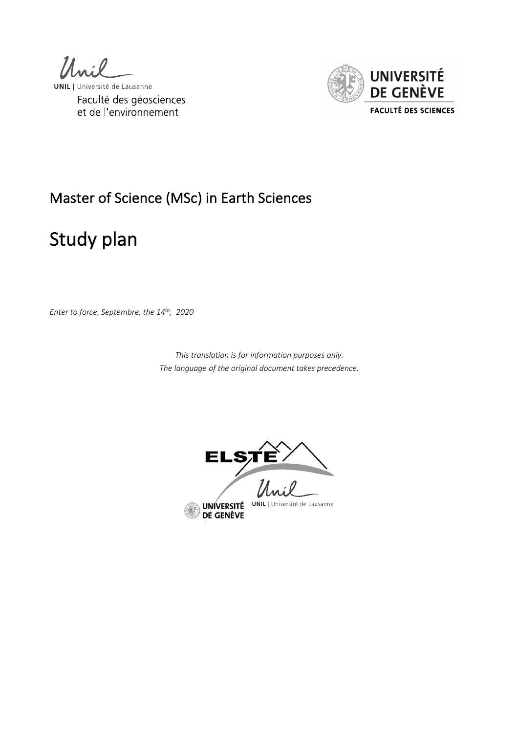UNIL | Université de Lausanne

Faculté des géosciences et de l'environnement

UNIVERSITÉ DE GENÈVE

FACULTÉ DES SCIENCES

## Master of Science (MSc) in Earth Sciences

# Study plan

*Enter to force, Septembre, the 14th, 2020*

*This translation is for information purposes only.*
*The language of the original document takes precedence.*

ELSTE

UNIL | Université de Lausanne

UNIVERSITÉ DE GENÈVE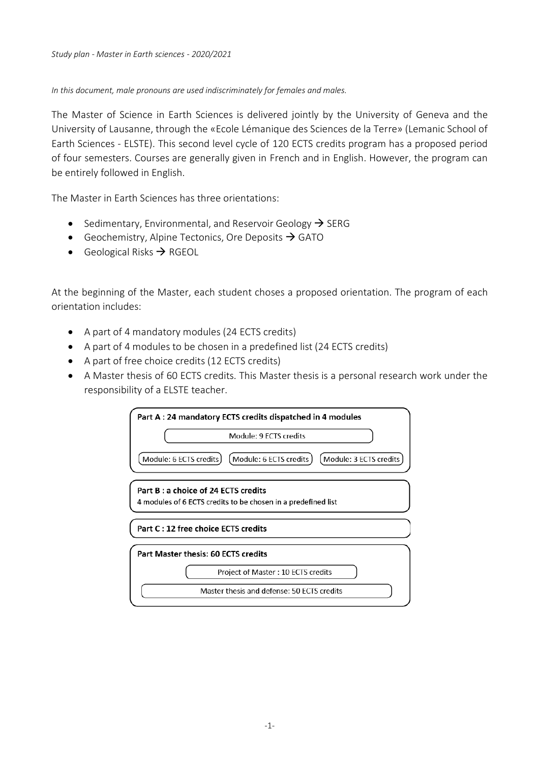*Study plan - Master in Earth sciences - 2020/2021*

*In this document, male pronouns are used indiscriminately for females and males.*

The Master of Science in Earth Sciences is delivered jointly by the University of Geneva and the University of Lausanne, through the «Ecole Lémanique des Sciences de la Terre» (Lemanic School of Earth Sciences - ELSTE). This second level cycle of 120 ECTS credits program has a proposed period of four semesters. Courses are generally given in French and in English. However, the program can be entirely followed in English.

The Master in Earth Sciences has three orientations:

- Sedimentary, Environmental, and Reservoir Geology → SERG
- Geochemistry, Alpine Tectonics, Ore Deposits → GATO
- Geological Risks → RGEOL

At the beginning of the Master, each student choses a proposed orientation. The program of each orientation includes:

- A part of 4 mandatory modules (24 ECTS credits)
- A part of 4 modules to be chosen in a predefined list (24 ECTS credits)
- A part of free choice credits (12 ECTS credits)
- A Master thesis of 60 ECTS credits. This Master thesis is a personal research work under the responsibility of a ELSTE teacher.

**Part A : 24 mandatory ECTS credits dispatched in 4 modules**

- Module: 9 ECTS credits
- Module: 6 ECTS credits
- Module: 6 ECTS credits
- Module: 3 ECTS credits

**Part B : a choice of 24 ECTS credits**

**4 modules of 6 ECTS credits to be chosen in a predefined list**

**Part C : 12 free choice ECTS credits**

**Part Master thesis: 60 ECTS credits**

- Project of Master : 10 ECTS credits
- Master thesis and defense: 50 ECTS credits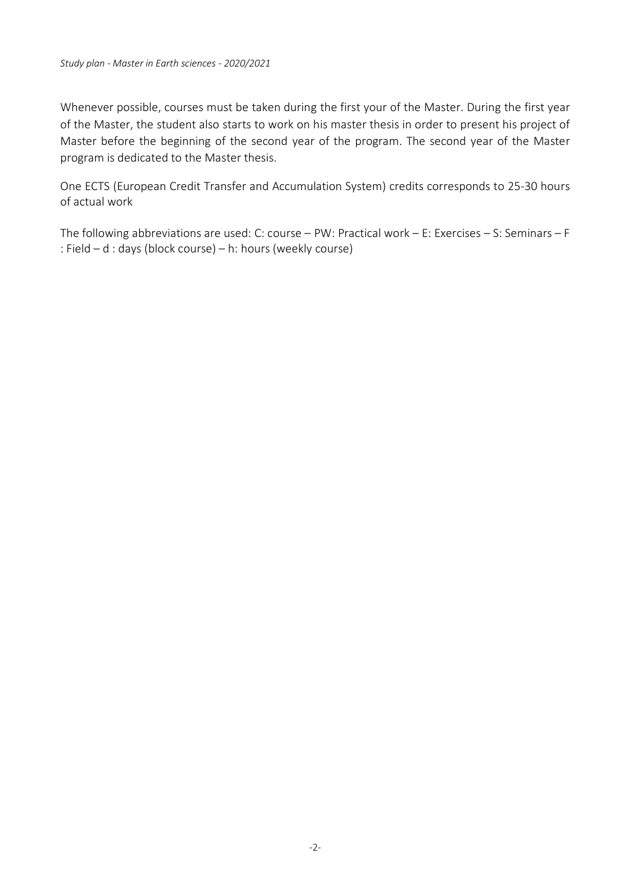Whenever possible, courses must be taken during the first your of the Master. During the first year of the Master, the student also starts to work on his master thesis in order to present his project of Master before the beginning of the second year of the program. The second year of the Master program is dedicated to the Master thesis.

One ECTS (European Credit Transfer and Accumulation System) credits corresponds to 25-30 hours of actual work

The following abbreviations are used: C: course – PW: Practical work – E: Exercises – S: Seminars – F : Field – d : days (block course) – h: hours (weekly course)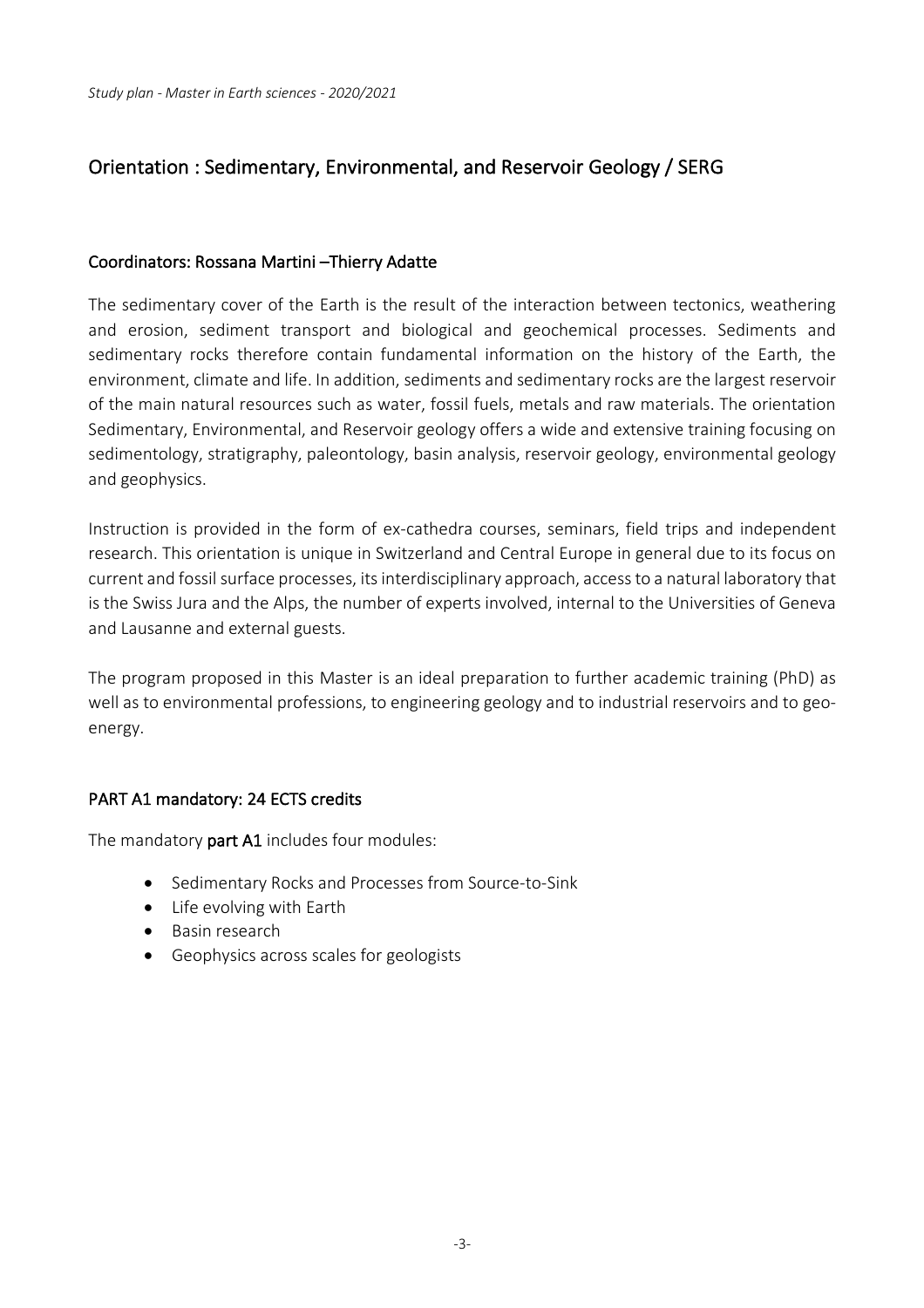## Orientation : Sedimentary, Environmental, and Reservoir Geology / SERG

### Coordinators: Rossana Martini –Thierry Adatte

The sedimentary cover of the Earth is the result of the interaction between tectonics, weathering and erosion, sediment transport and biological and geochemical processes. Sediments and sedimentary rocks therefore contain fundamental information on the history of the Earth, the environment, climate and life. In addition, sediments and sedimentary rocks are the largest reservoir of the main natural resources such as water, fossil fuels, metals and raw materials. The orientation Sedimentary, Environmental, and Reservoir geology offers a wide and extensive training focusing on sedimentology, stratigraphy, paleontology, basin analysis, reservoir geology, environmental geology and geophysics.

Instruction is provided in the form of ex-cathedra courses, seminars, field trips and independent research. This orientation is unique in Switzerland and Central Europe in general due to its focus on current and fossil surface processes, its interdisciplinary approach, access to a natural laboratory that is the Swiss Jura and the Alps, the number of experts involved, internal to the Universities of Geneva and Lausanne and external guests.

The program proposed in this Master is an ideal preparation to further academic training (PhD) as well as to environmental professions, to engineering geology and to industrial reservoirs and to geo-energy.

### PART A1 mandatory: 24 ECTS credits

The mandatory **part A1** includes four modules:

- Sedimentary Rocks and Processes from Source-to-Sink
- Life evolving with Earth
- Basin research
- Geophysics across scales for geologists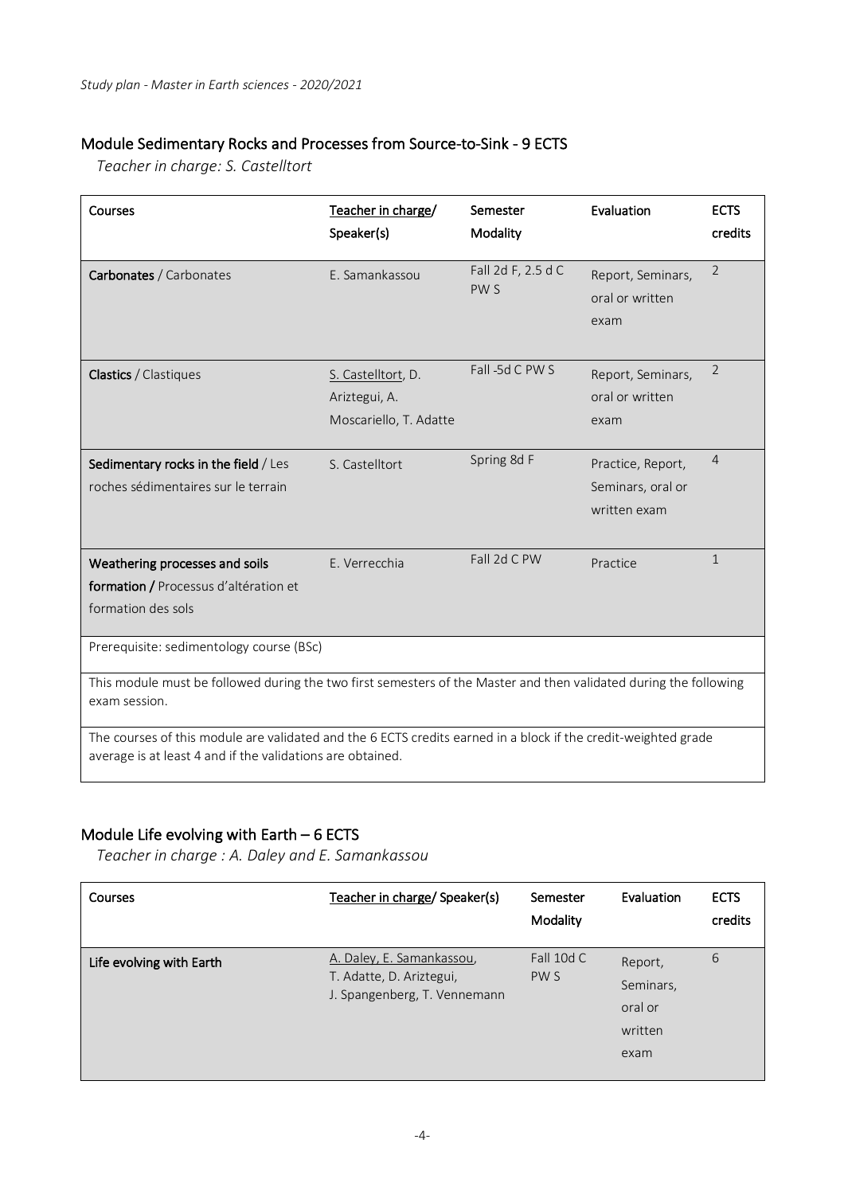## Module Sedimentary Rocks and Processes from Source-to-Sink - 9 ECTS

*Teacher in charge: S. Castelltort*

| Courses | Teacher in charge/ Speaker(s) | Semester Modality | Evaluation | ECTS credits |
|---|---|---|---|---|
| **Carbonates** / Carbonates | E. Samankassou | Fall 2d F, 2.5 d C PW S | Report, Seminars, oral or written exam | 2 |
| **Clastics** / Clastiques | S. Castelltort, D. Ariztegui, A. Moscariello, T. Adatte | Fall -5d C PW S | Report, Seminars, oral or written exam | 2 |
| **Sedimentary rocks in the field** / Les roches sédimentaires sur le terrain | S. Castelltort | Spring 8d F | Practice, Report, Seminars, oral or written exam | 4 |
| **Weathering processes and soils formation /** Processus d'altération et formation des sols | E. Verrecchia | Fall 2d C PW | Practice | 1 |
| Prerequisite: sedimentology course (BSc) | | | | |
| This module must be followed during the two first semesters of the Master and then validated during the following exam session. | | | | |
| The courses of this module are validated and the 6 ECTS credits earned in a block if the credit-weighted grade average is at least 4 and if the validations are obtained. | | | | |

## Module Life evolving with Earth – 6 ECTS

*Teacher in charge : A. Daley and E. Samankassou*

| Courses | Teacher in charge/ Speaker(s) | Semester Modality | Evaluation | ECTS credits |
|---|---|---|---|---|
| **Life evolving with Earth** | A. Daley, E. Samankassou, T. Adatte, D. Ariztegui, J. Spangenberg, T. Vennemann | Fall 10d C PW S | Report, Seminars, oral or written exam | 6 |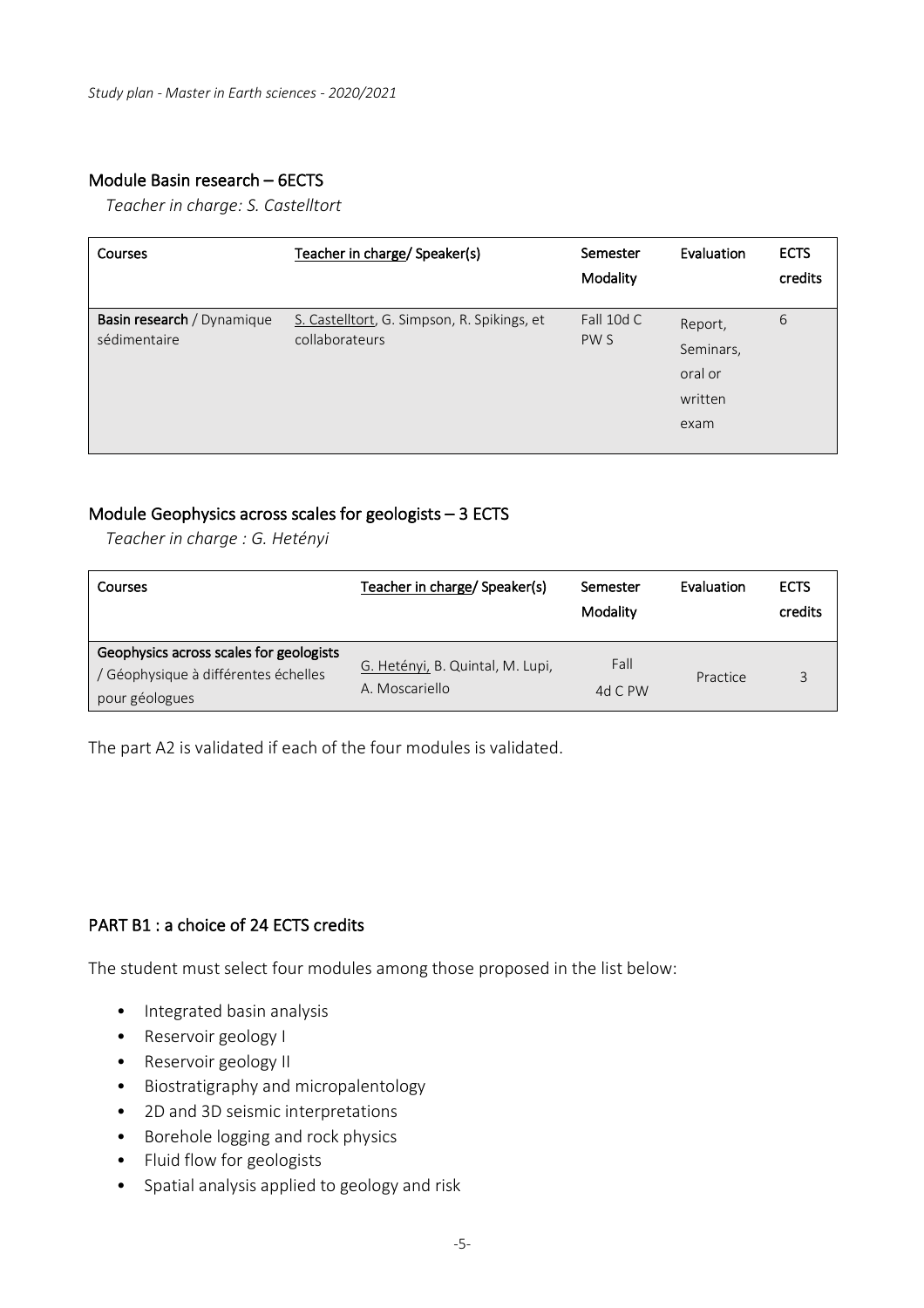## Module Basin research – 6ECTS

*Teacher in charge: S. Castelltort*

| Courses | Teacher in charge/ Speaker(s) | Semester Modality | Evaluation | ECTS credits |
|---|---|---|---|---|
| **Basin research** / Dynamique sédimentaire | S. Castelltort, G. Simpson, R. Spikings, et collaborateurs | Fall 10d C PW S | Report, Seminars, oral or written exam | 6 |

## Module Geophysics across scales for geologists – 3 ECTS

*Teacher in charge : G. Hetényi*

| Courses | Teacher in charge/ Speaker(s) | Semester Modality | Evaluation | ECTS credits |
|---|---|---|---|---|
| **Geophysics across scales for geologists** / Géophysique à différentes échelles pour géologues | G. Hetényi, B. Quintal, M. Lupi, A. Moscariello | Fall 4d C PW | Practice | 3 |

The part A2 is validated if each of the four modules is validated.

## PART B1 : a choice of 24 ECTS credits

The student must select four modules among those proposed in the list below:

- Integrated basin analysis
- Reservoir geology I
- Reservoir geology II
- Biostratigraphy and micropalentology
- 2D and 3D seismic interpretations
- Borehole logging and rock physics
- Fluid flow for geologists
- Spatial analysis applied to geology and risk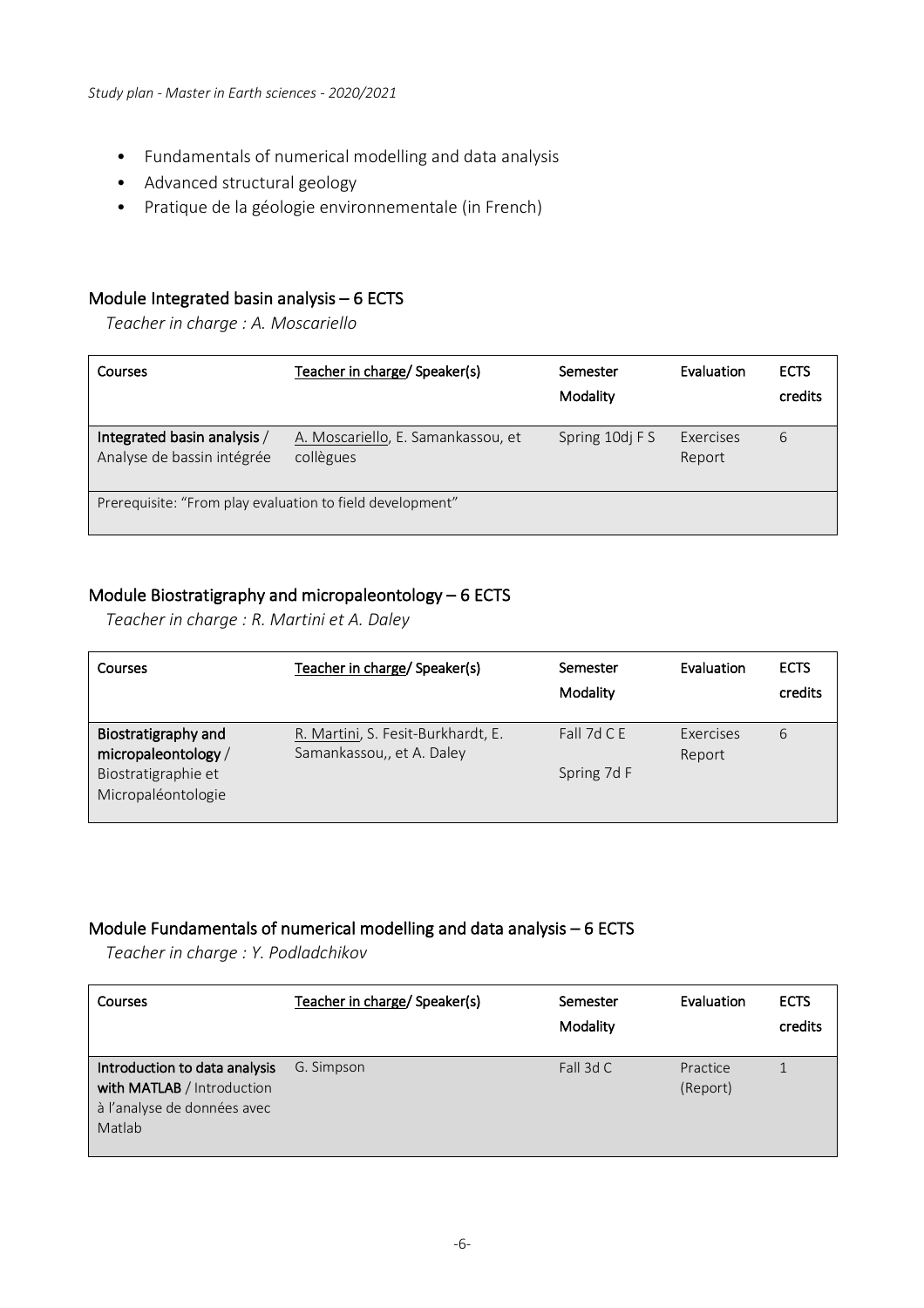- Fundamentals of numerical modelling and data analysis
- Advanced structural geology
- Pratique de la géologie environnementale (in French)

## Module Integrated basin analysis – 6 ECTS

*Teacher in charge : A. Moscariello*

| Courses | Teacher in charge/ Speaker(s) | Semester Modality | Evaluation | ECTS credits |
|---|---|---|---|---|
| **Integrated basin analysis** / Analyse de bassin intégrée | A. Moscariello, E. Samankassou, et collègues | Spring 10dj F S | Exercises Report | 6 |
| Prerequisite: "From play evaluation to field development" | | | | |

## Module Biostratigraphy and micropaleontology – 6 ECTS

*Teacher in charge : R. Martini et A. Daley*

| Courses | Teacher in charge/ Speaker(s) | Semester Modality | Evaluation | ECTS credits |
|---|---|---|---|---|
| **Biostratigraphy and micropaleontology** / Biostratigraphie et Micropaléontologie | R. Martini, S. Fesit-Burkhardt, E. Samankassou,, et A. Daley | Fall 7d C E<br>Spring 7d F | Exercises Report | 6 |

## Module Fundamentals of numerical modelling and data analysis – 6 ECTS

*Teacher in charge : Y. Podladchikov*

| Courses | Teacher in charge/ Speaker(s) | Semester Modality | Evaluation | ECTS credits |
|---|---|---|---|---|
| **Introduction to data analysis with MATLAB** / Introduction à l'analyse de données avec Matlab | G. Simpson | Fall 3d C | Practice (Report) | 1 |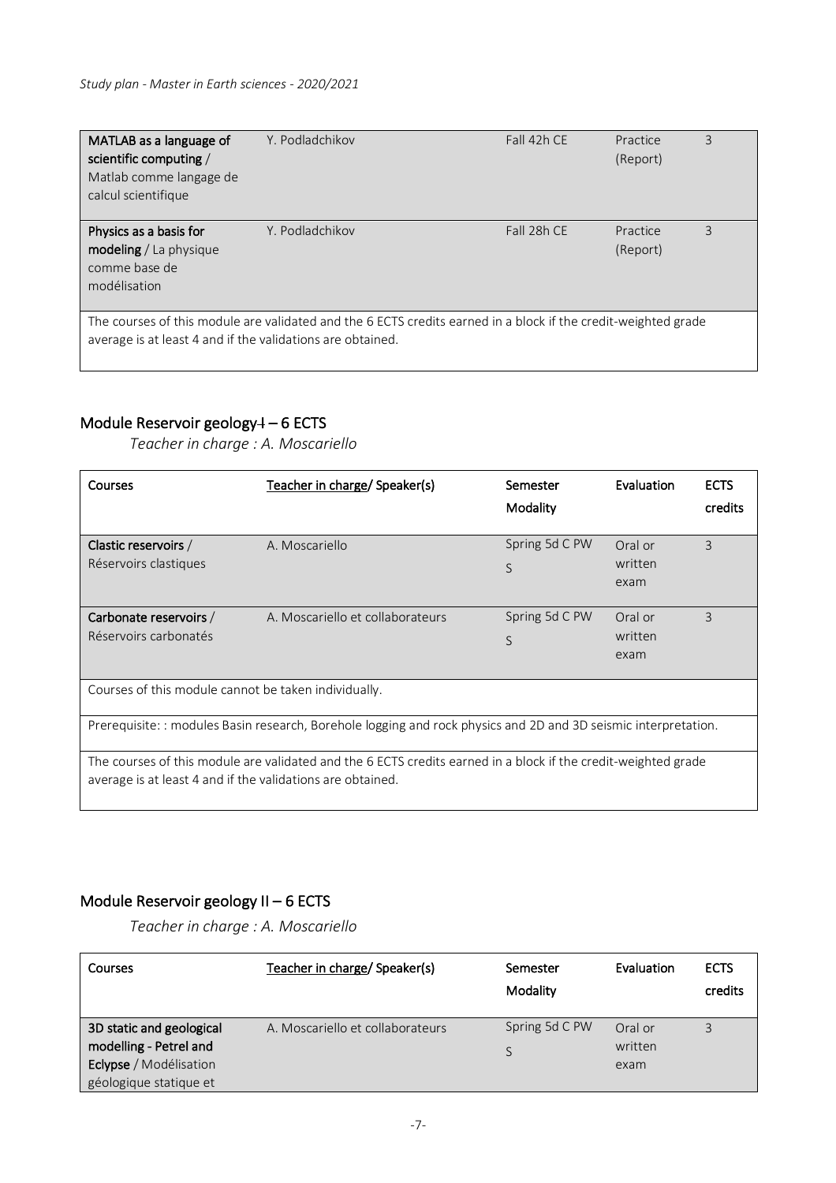| MATLAB as a language of scientific computing / Matlab comme langage de calcul scientifique | Y. Podladchikov | Fall 42h CE | Practice (Report) | 3 |
|---|---|---|---|---|
| **Physics as a basis for modeling** / La physique comme base de modélisation | Y. Podladchikov | Fall 28h CE | Practice (Report) | 3 |
| The courses of this module are validated and the 6 ECTS credits earned in a block if the credit-weighted grade average is at least 4 and if the validations are obtained. | | | | |

## Module Reservoir geology ~~I~~ – 6 ECTS

*Teacher in charge : A. Moscariello*

| Courses | Teacher in charge/ Speaker(s) | Semester Modality | Evaluation | ECTS credits |
|---|---|---|---|---|
| **Clastic reservoirs** / Réservoirs clastiques | A. Moscariello | Spring 5d C PW S | Oral or written exam | 3 |
| **Carbonate reservoirs** / Réservoirs carbonatés | A. Moscariello et collaborateurs | Spring 5d C PW S | Oral or written exam | 3 |
| Courses of this module cannot be taken individually. | | | | |
| Prerequisite: : modules Basin research, Borehole logging and rock physics and 2D and 3D seismic interpretation. | | | | |
| The courses of this module are validated and the 6 ECTS credits earned in a block if the credit-weighted grade average is at least 4 and if the validations are obtained. | | | | |

## Module Reservoir geology II – 6 ECTS

*Teacher in charge : A. Moscariello*

| Courses | Teacher in charge/ Speaker(s) | Semester Modality | Evaluation | ECTS credits |
|---|---|---|---|---|
| **3D static and geological modelling - Petrel and Eclypse** / Modélisation géologique statique et | A. Moscariello et collaborateurs | Spring 5d C PW S | Oral or written exam | 3 |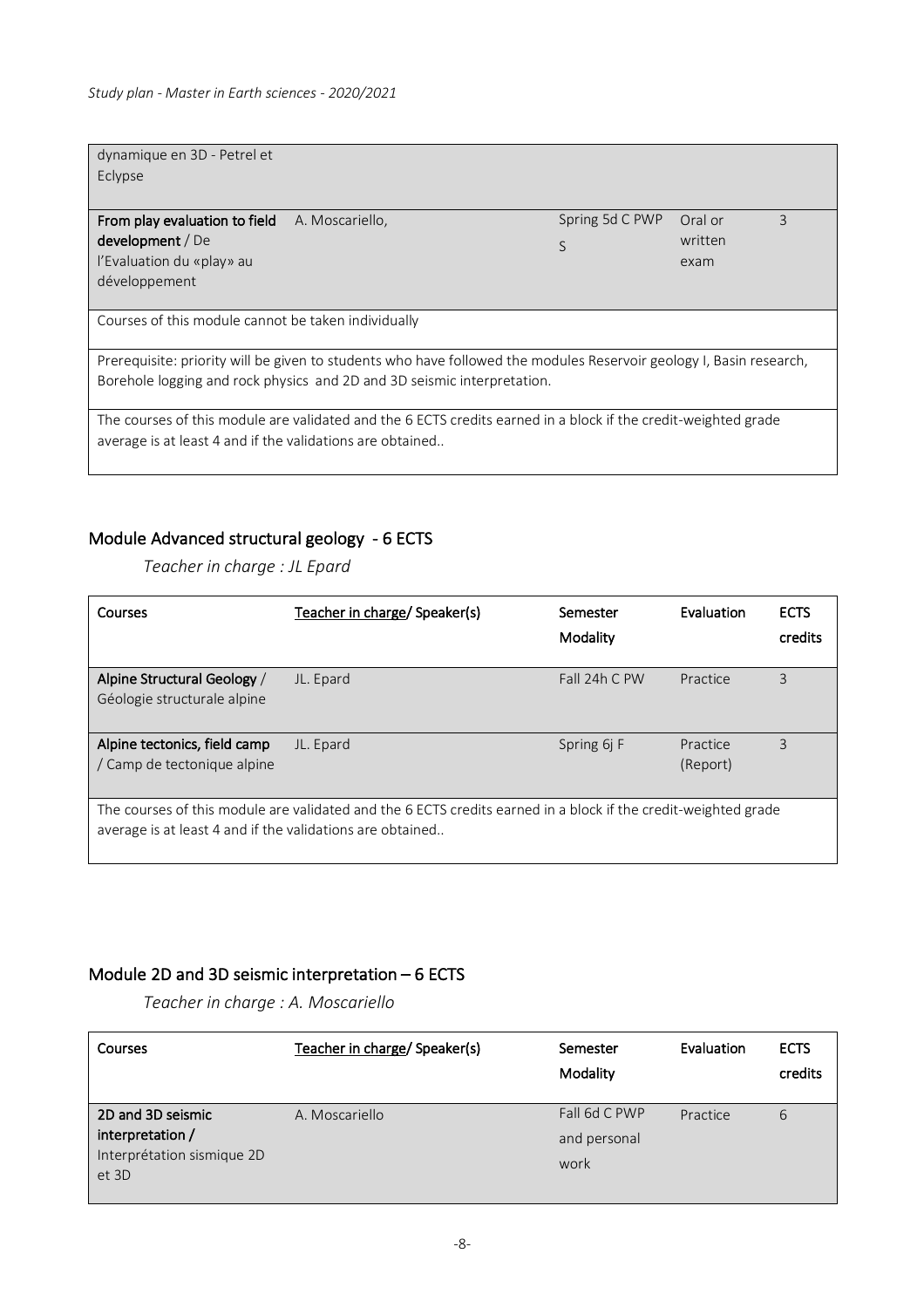| | | | | |
|---|---|---|---|---|
| dynamique en 3D - Petrel et Eclypse | | | | |
| **From play evaluation to field development** / De l'Evaluation du «play» au développement | A. Moscariello, | Spring 5d C PWP S | Oral or written exam | 3 |
| Courses of this module cannot be taken individually | | | | |
| Prerequisite: priority will be given to students who have followed the modules Reservoir geology I, Basin research, Borehole logging and rock physics and 2D and 3D seismic interpretation. | | | | |
| The courses of this module are validated and the 6 ECTS credits earned in a block if the credit-weighted grade average is at least 4 and if the validations are obtained.. | | | | |

## Module Advanced structural geology - 6 ECTS

*Teacher in charge : JL Epard*

| Courses | Teacher in charge/ Speaker(s) | Semester Modality | Evaluation | ECTS credits |
|---|---|---|---|---|
| **Alpine Structural Geology** / Géologie structurale alpine | JL. Epard | Fall 24h C PW | Practice | 3 |
| **Alpine tectonics, field camp** / Camp de tectonique alpine | JL. Epard | Spring 6j F | Practice (Report) | 3 |
| The courses of this module are validated and the 6 ECTS credits earned in a block if the credit-weighted grade average is at least 4 and if the validations are obtained.. | | | | |

## Module 2D and 3D seismic interpretation – 6 ECTS

*Teacher in charge : A. Moscariello*

| Courses | Teacher in charge/ Speaker(s) | Semester Modality | Evaluation | ECTS credits |
|---|---|---|---|---|
| **2D and 3D seismic interpretation /** Interprétation sismique 2D et 3D | A. Moscariello | Fall 6d C PWP and personal work | Practice | 6 |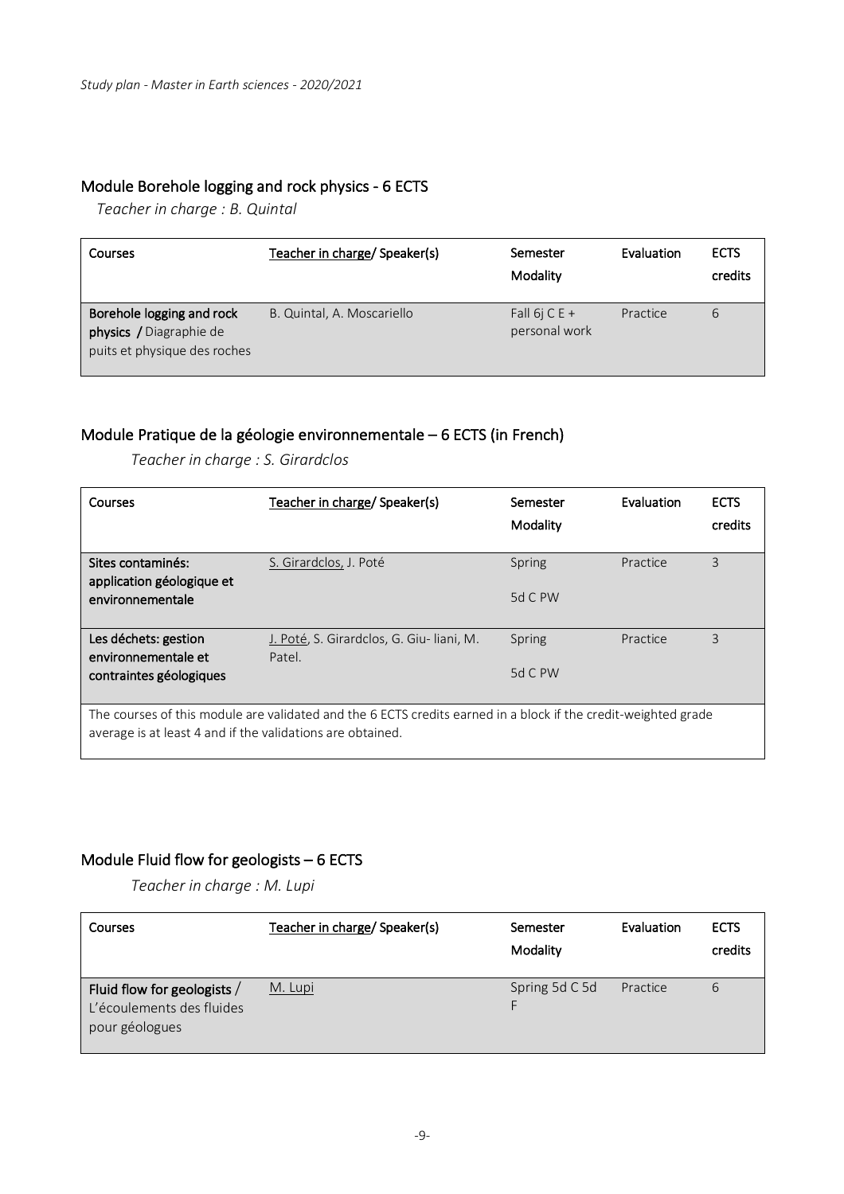## Module Borehole logging and rock physics - 6 ECTS

*Teacher in charge : B. Quintal*

| Courses | Teacher in charge/ Speaker(s) | Semester Modality | Evaluation | ECTS credits |
|---|---|---|---|---|
| **Borehole logging and rock physics /** Diagraphie de puits et physique des roches | B. Quintal, A. Moscariello | Fall 6j C E + personal work | Practice | 6 |

## Module Pratique de la géologie environnementale – 6 ECTS (in French)

*Teacher in charge : S. Girardclos*

| Courses | Teacher in charge/ Speaker(s) | Semester Modality | Evaluation | ECTS credits |
|---|---|---|---|---|
| **Sites contaminés: application géologique et environnementale** | S. Girardclos, J. Poté | Spring 5d C PW | Practice | 3 |
| **Les déchets: gestion environnementale et contraintes géologiques** | J. Poté, S. Girardclos, G. Giu- liani, M. Patel. | Spring 5d C PW | Practice | 3 |
| The courses of this module are validated and the 6 ECTS credits earned in a block if the credit-weighted grade average is at least 4 and if the validations are obtained. | | | | |

## Module Fluid flow for geologists – 6 ECTS

*Teacher in charge : M. Lupi*

| Courses | Teacher in charge/ Speaker(s) | Semester Modality | Evaluation | ECTS credits |
|---|---|---|---|---|
| **Fluid flow for geologists** / L'écoulements des fluides pour géologues | M. Lupi | Spring 5d C 5d F | Practice | 6 |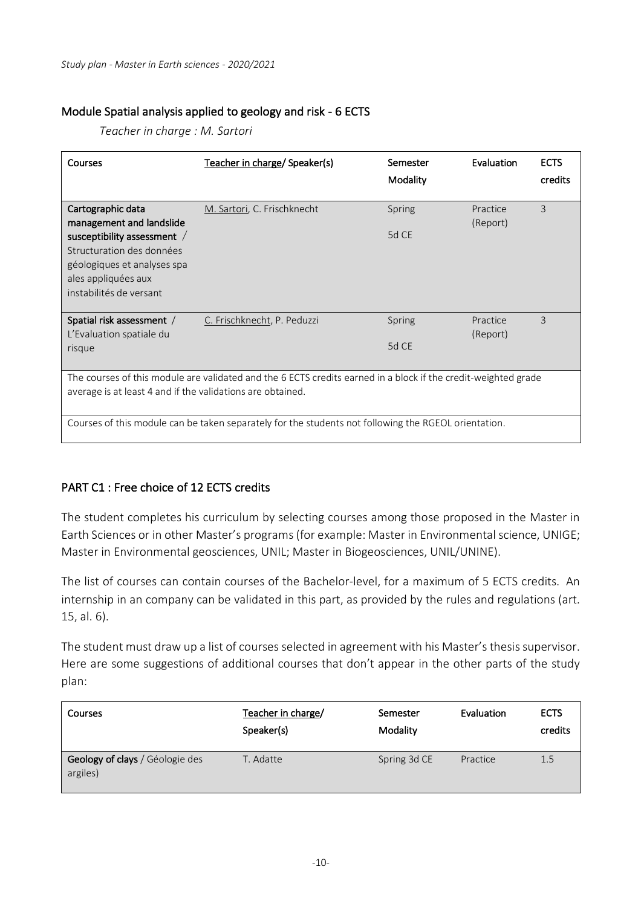## Module Spatial analysis applied to geology and risk - 6 ECTS

*Teacher in charge : M. Sartori*

| Courses | Teacher in charge/ Speaker(s) | Semester Modality | Evaluation | ECTS credits |
|---|---|---|---|---|
| **Cartographic data management and landslide susceptibility assessment** / Structuration des données géologiques et analyses spa ales appliquées aux instabilités de versant | M. Sartori, C. Frischknecht | Spring 5d CE | Practice (Report) | 3 |
| **Spatial risk assessment** / L'Evaluation spatiale du risque | C. Frischknecht, P. Peduzzi | Spring 5d CE | Practice (Report) | 3 |
| The courses of this module are validated and the 6 ECTS credits earned in a block if the credit-weighted grade average is at least 4 and if the validations are obtained. | | | | |
| Courses of this module can be taken separately for the students not following the RGEOL orientation. | | | | |

## PART C1 : Free choice of 12 ECTS credits

The student completes his curriculum by selecting courses among those proposed in the Master in Earth Sciences or in other Master's programs (for example: Master in Environmental science, UNIGE; Master in Environmental geosciences, UNIL; Master in Biogeosciences, UNIL/UNINE).

The list of courses can contain courses of the Bachelor-level, for a maximum of 5 ECTS credits. An internship in an company can be validated in this part, as provided by the rules and regulations (art. 15, al. 6).

The student must draw up a list of courses selected in agreement with his Master's thesis supervisor. Here are some suggestions of additional courses that don't appear in the other parts of the study plan:

| Courses | Teacher in charge/ Speaker(s) | Semester Modality | Evaluation | ECTS credits |
|---|---|---|---|---|
| **Geology of clays** / Géologie des argiles) | T. Adatte | Spring 3d CE | Practice | 1.5 |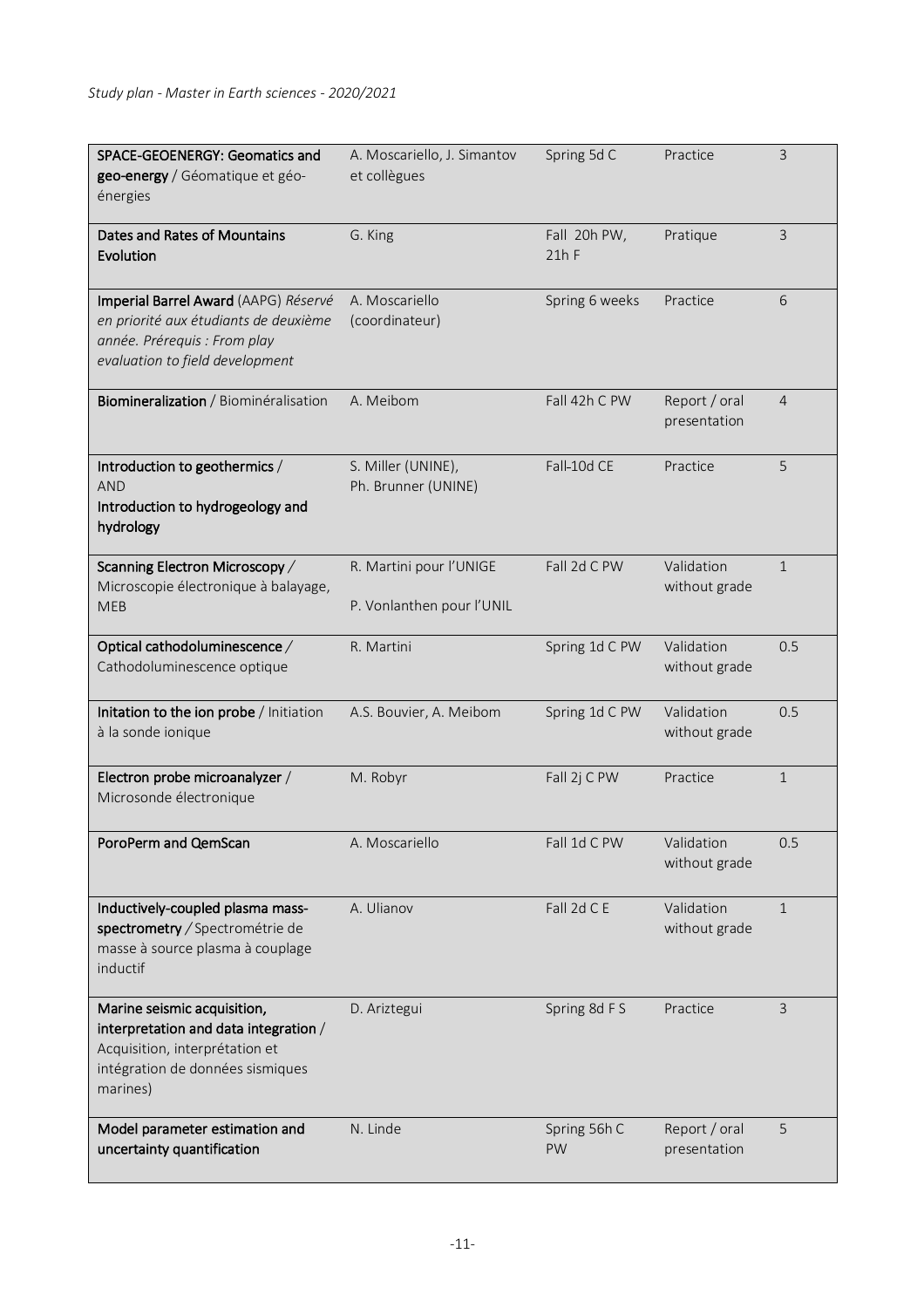| | | | | |
|---|---|---|---|---|
| **SPACE-GEOENERGY: Geomatics and geo-energy** / Géomatique et géo-énergies | A. Moscariello, J. Simantov et collègues | Spring 5d C | Practice | 3 |
| **Dates and Rates of Mountains Evolution** | G. King | Fall 20h PW, 21h F | Pratique | 3 |
| **Imperial Barrel Award** (AAPG) *Réservé en priorité aux étudiants de deuxième année. Prérequis : From play evaluation to field development* | A. Moscariello (coordinateur) | Spring 6 weeks | Practice | 6 |
| **Biomineralization** / Biominéralisation | A. Meibom | Fall 42h C PW | Report / oral presentation | 4 |
| **Introduction to geothermics** / AND **Introduction to hydrogeology and hydrology** | S. Miller (UNINE), Ph. Brunner (UNINE) | Fall 10d CE | Practice | 5 |
| **Scanning Electron Microscopy** / Microscopie électronique à balayage, MEB | R. Martini pour l'UNIGE<br>P. Vonlanthen pour l'UNIL | Fall 2d C PW | Validation without grade | 1 |
| **Optical cathodoluminescence** / Cathodoluminescence optique | R. Martini | Spring 1d C PW | Validation without grade | 0.5 |
| **Initation to the ion probe** / Initiation à la sonde ionique | A.S. Bouvier, A. Meibom | Spring 1d C PW | Validation without grade | 0.5 |
| **Electron probe microanalyzer** / Microsonde électronique | M. Robyr | Fall 2j C PW | Practice | 1 |
| **PoroPerm and QemScan** | A. Moscariello | Fall 1d C PW | Validation without grade | 0.5 |
| **Inductively-coupled plasma mass-spectrometry** / Spectrométrie de masse à source plasma à couplage inductif | A. Ulianov | Fall 2d C E | Validation without grade | 1 |
| **Marine seismic acquisition, interpretation and data integration** / Acquisition, interprétation et intégration de données sismiques marines) | D. Ariztegui | Spring 8d F S | Practice | 3 |
| **Model parameter estimation and uncertainty quantification** | N. Linde | Spring 56h C PW | Report / oral presentation | 5 |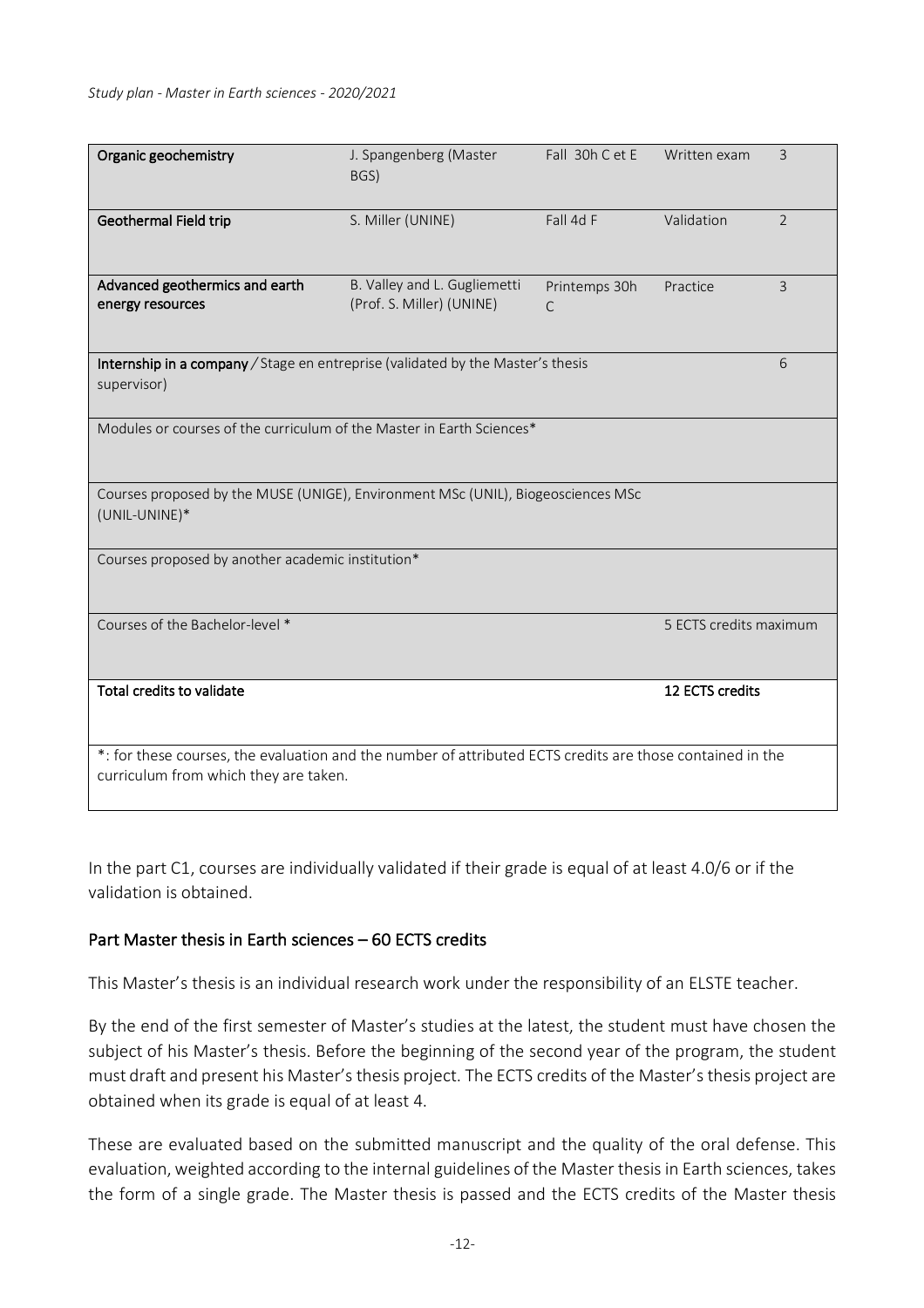| Organic geochemistry | J. Spangenberg (Master BGS) | Fall 30h C et E | Written exam | 3 |
|---|---|---|---|---|
| Geothermal Field trip | S. Miller (UNINE) | Fall 4d F | Validation | 2 |
| Advanced geothermics and earth energy resources | B. Valley and L. Gugliemetti (Prof. S. Miller) (UNINE) | Printemps 30h C | Practice | 3 |
| **Internship in a company** / Stage en entreprise (validated by the Master's thesis supervisor) | | | | 6 |
| Modules or courses of the curriculum of the Master in Earth Sciences* | | | | |
| Courses proposed by the MUSE (UNIGE), Environment MSc (UNIL), Biogeosciences MSc (UNIL-UNINE)* | | | | |
| Courses proposed by another academic institution* | | | | |
| Courses of the Bachelor-level * | | | 5 ECTS credits maximum | |
| **Total credits to validate** | | | **12 ECTS credits** | |
| *: for these courses, the evaluation and the number of attributed ECTS credits are those contained in the curriculum from which they are taken. | | | | |

In the part C1, courses are individually validated if their grade is equal of at least 4.0/6 or if the validation is obtained.

## Part Master thesis in Earth sciences – 60 ECTS credits

This Master's thesis is an individual research work under the responsibility of an ELSTE teacher.

By the end of the first semester of Master's studies at the latest, the student must have chosen the subject of his Master's thesis. Before the beginning of the second year of the program, the student must draft and present his Master's thesis project. The ECTS credits of the Master's thesis project are obtained when its grade is equal of at least 4.

These are evaluated based on the submitted manuscript and the quality of the oral defense. This evaluation, weighted according to the internal guidelines of the Master thesis in Earth sciences, takes the form of a single grade. The Master thesis is passed and the ECTS credits of the Master thesis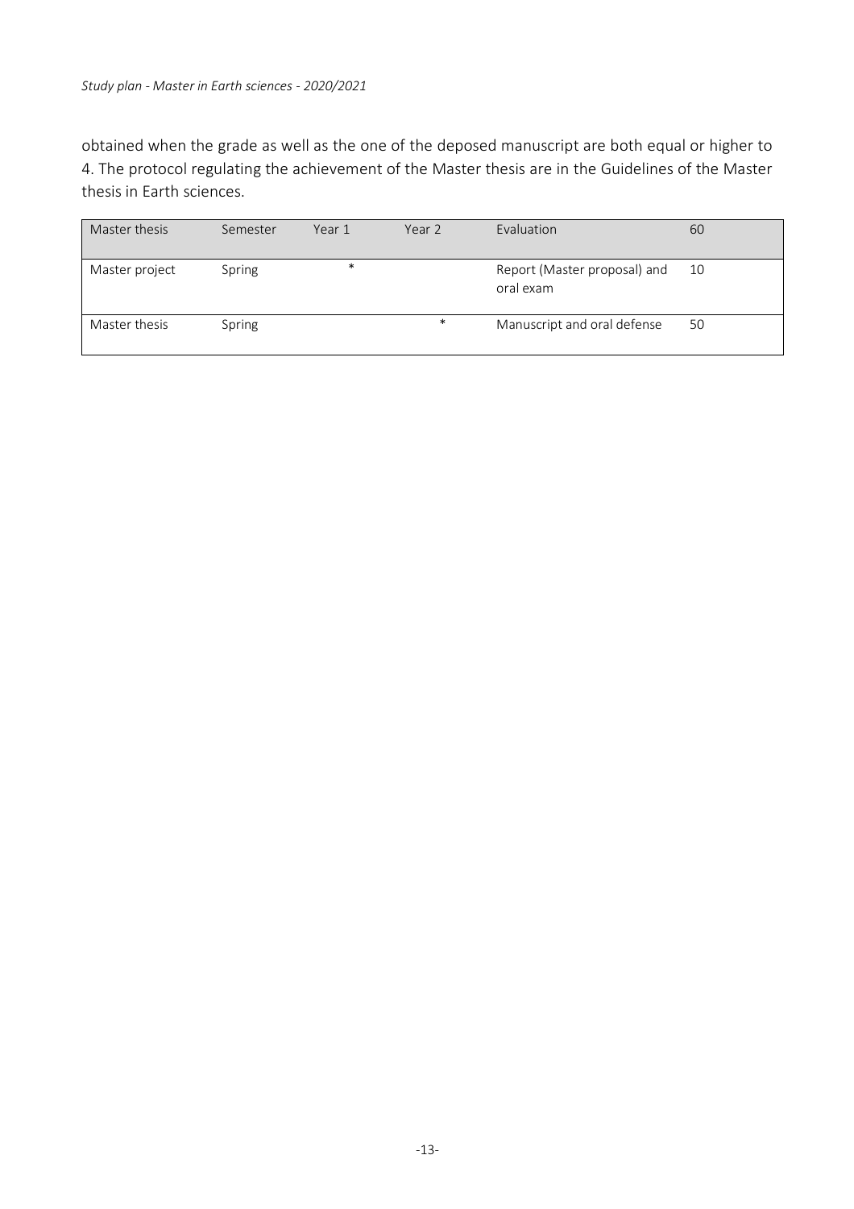obtained when the grade as well as the one of the deposed manuscript are both equal or higher to 4. The protocol regulating the achievement of the Master thesis are in the Guidelines of the Master thesis in Earth sciences.

| Master thesis | Semester | Year 1 | Year 2 | Evaluation | 60 |
|---|---|---|---|---|---|
| Master project | Spring | * | | Report (Master proposal) and oral exam | 10 |
| Master thesis | Spring | | * | Manuscript and oral defense | 50 |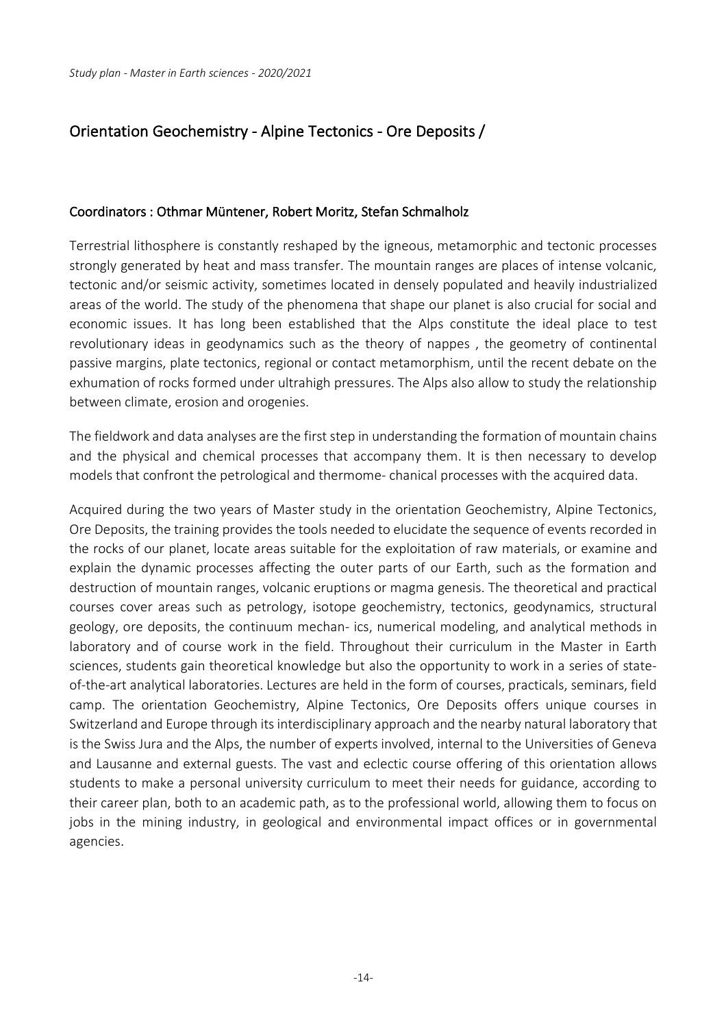## Orientation Geochemistry - Alpine Tectonics - Ore Deposits /

### Coordinators : Othmar Müntener, Robert Moritz, Stefan Schmalholz

Terrestrial lithosphere is constantly reshaped by the igneous, metamorphic and tectonic processes strongly generated by heat and mass transfer. The mountain ranges are places of intense volcanic, tectonic and/or seismic activity, sometimes located in densely populated and heavily industrialized areas of the world. The study of the phenomena that shape our planet is also crucial for social and economic issues. It has long been established that the Alps constitute the ideal place to test revolutionary ideas in geodynamics such as the theory of nappes , the geometry of continental passive margins, plate tectonics, regional or contact metamorphism, until the recent debate on the exhumation of rocks formed under ultrahigh pressures. The Alps also allow to study the relationship between climate, erosion and orogenies.

The fieldwork and data analyses are the first step in understanding the formation of mountain chains and the physical and chemical processes that accompany them. It is then necessary to develop models that confront the petrological and thermome- chanical processes with the acquired data.

Acquired during the two years of Master study in the orientation Geochemistry, Alpine Tectonics, Ore Deposits, the training provides the tools needed to elucidate the sequence of events recorded in the rocks of our planet, locate areas suitable for the exploitation of raw materials, or examine and explain the dynamic processes affecting the outer parts of our Earth, such as the formation and destruction of mountain ranges, volcanic eruptions or magma genesis. The theoretical and practical courses cover areas such as petrology, isotope geochemistry, tectonics, geodynamics, structural geology, ore deposits, the continuum mechan- ics, numerical modeling, and analytical methods in laboratory and of course work in the field. Throughout their curriculum in the Master in Earth sciences, students gain theoretical knowledge but also the opportunity to work in a series of state-of-the-art analytical laboratories. Lectures are held in the form of courses, practicals, seminars, field camp. The orientation Geochemistry, Alpine Tectonics, Ore Deposits offers unique courses in Switzerland and Europe through its interdisciplinary approach and the nearby natural laboratory that is the Swiss Jura and the Alps, the number of experts involved, internal to the Universities of Geneva and Lausanne and external guests. The vast and eclectic course offering of this orientation allows students to make a personal university curriculum to meet their needs for guidance, according to their career plan, both to an academic path, as to the professional world, allowing them to focus on jobs in the mining industry, in geological and environmental impact offices or in governmental agencies.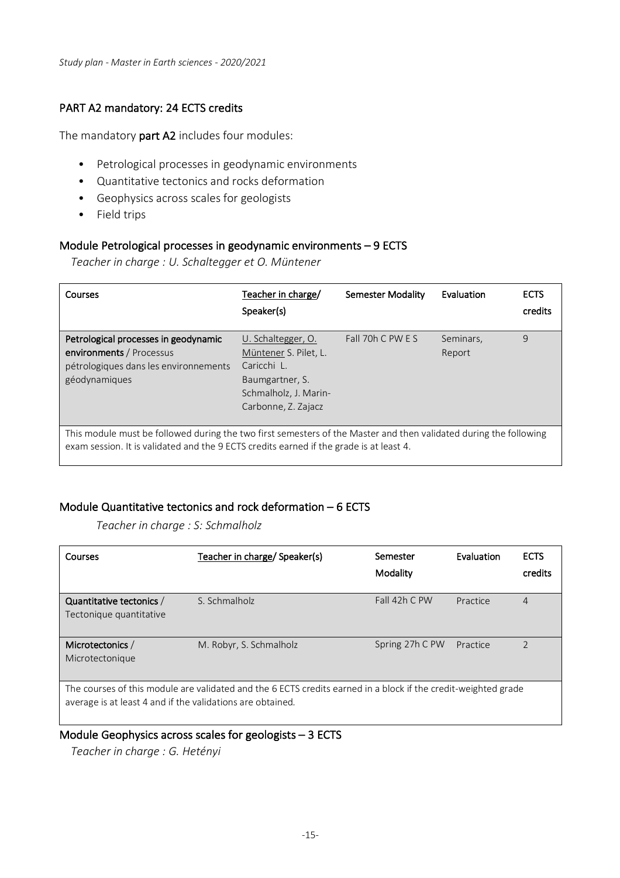## PART A2 mandatory: 24 ECTS credits

The mandatory **part A2** includes four modules:

- Petrological processes in geodynamic environments
- Quantitative tectonics and rocks deformation
- Geophysics across scales for geologists
- Field trips

### Module Petrological processes in geodynamic environments – 9 ECTS

*Teacher in charge : U. Schaltegger et O. Müntener*

| Courses | Teacher in charge/ Speaker(s) | Semester Modality | Evaluation | ECTS credits |
|---|---|---|---|---|
| **Petrological processes in geodynamic environments** / Processus pétrologiques dans les environnements géodynamiques | U. Schaltegger, O. Müntener S. Pilet, L. Caricchi L. Baumgartner, S. Schmalholz, J. Marin-Carbonne, Z. Zajacz | Fall 70h C PW E S | Seminars, Report | 9 |
| This module must be followed during the two first semesters of the Master and then validated during the following exam session. It is validated and the 9 ECTS credits earned if the grade is at least 4. | | | | |

### Module Quantitative tectonics and rock deformation – 6 ECTS

*Teacher in charge : S: Schmalholz*

| Courses | Teacher in charge/ Speaker(s) | Semester Modality | Evaluation | ECTS credits |
|---|---|---|---|---|
| **Quantitative tectonics** / Tectonique quantitative | S. Schmalholz | Fall 42h C PW | Practice | 4 |
| **Microtectonics** / Microtectonique | M. Robyr, S. Schmalholz | Spring 27h C PW | Practice | 2 |
| The courses of this module are validated and the 6 ECTS credits earned in a block if the credit-weighted grade average is at least 4 and if the validations are obtained. | | | | |

### Module Geophysics across scales for geologists – 3 ECTS

*Teacher in charge : G. Hetényi*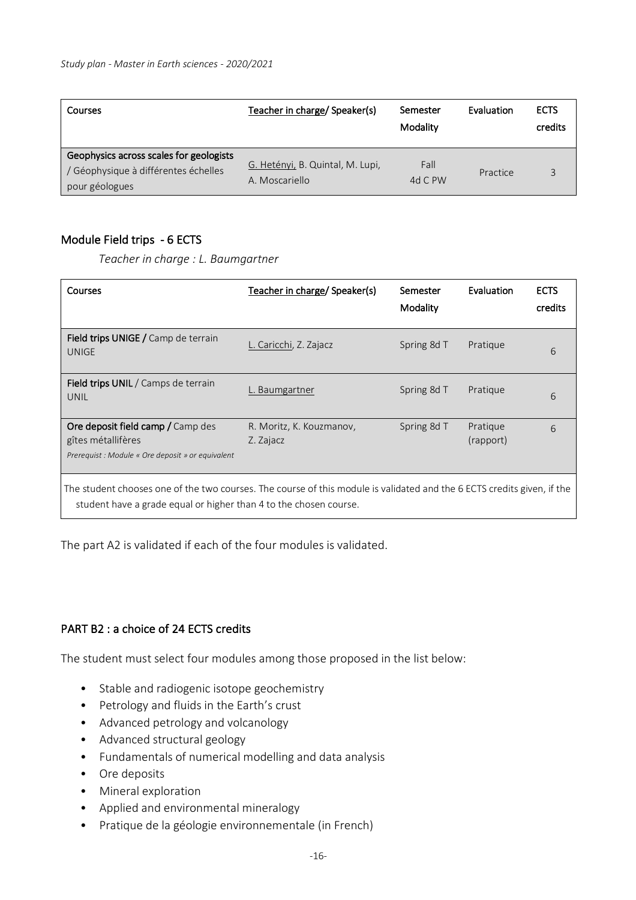| Courses | Teacher in charge/ Speaker(s) | Semester Modality | Evaluation | ECTS credits |
|---|---|---|---|---|
| **Geophysics across scales for geologists** / Géophysique à différentes échelles pour géologues | G. Hetényi, B. Quintal, M. Lupi, A. Moscariello | Fall 4d C PW | Practice | 3 |

## Module Field trips - 6 ECTS

*Teacher in charge : L. Baumgartner*

| Courses | Teacher in charge/ Speaker(s) | Semester Modality | Evaluation | ECTS credits |
|---|---|---|---|---|
| **Field trips UNIGE /** Camp de terrain UNIGE | L. Caricchi, Z. Zajacz | Spring 8d T | Pratique | 6 |
| **Field trips UNIL** / Camps de terrain UNIL | L. Baumgartner | Spring 8d T | Pratique | 6 |
| **Ore deposit field camp /** Camp des gîtes métallifères *Prerequist : Module « Ore deposit » or equivalent* | R. Moritz, K. Kouzmanov, Z. Zajacz | Spring 8d T | Pratique (rapport) | 6 |
| The student chooses one of the two courses. The course of this module is validated and the 6 ECTS credits given, if the student have a grade equal or higher than 4 to the chosen course. | | | | |

The part A2 is validated if each of the four modules is validated.

## PART B2 : a choice of 24 ECTS credits

The student must select four modules among those proposed in the list below:

- Stable and radiogenic isotope geochemistry
- Petrology and fluids in the Earth's crust
- Advanced petrology and volcanology
- Advanced structural geology
- Fundamentals of numerical modelling and data analysis
- Ore deposits
- Mineral exploration
- Applied and environmental mineralogy
- Pratique de la géologie environnementale (in French)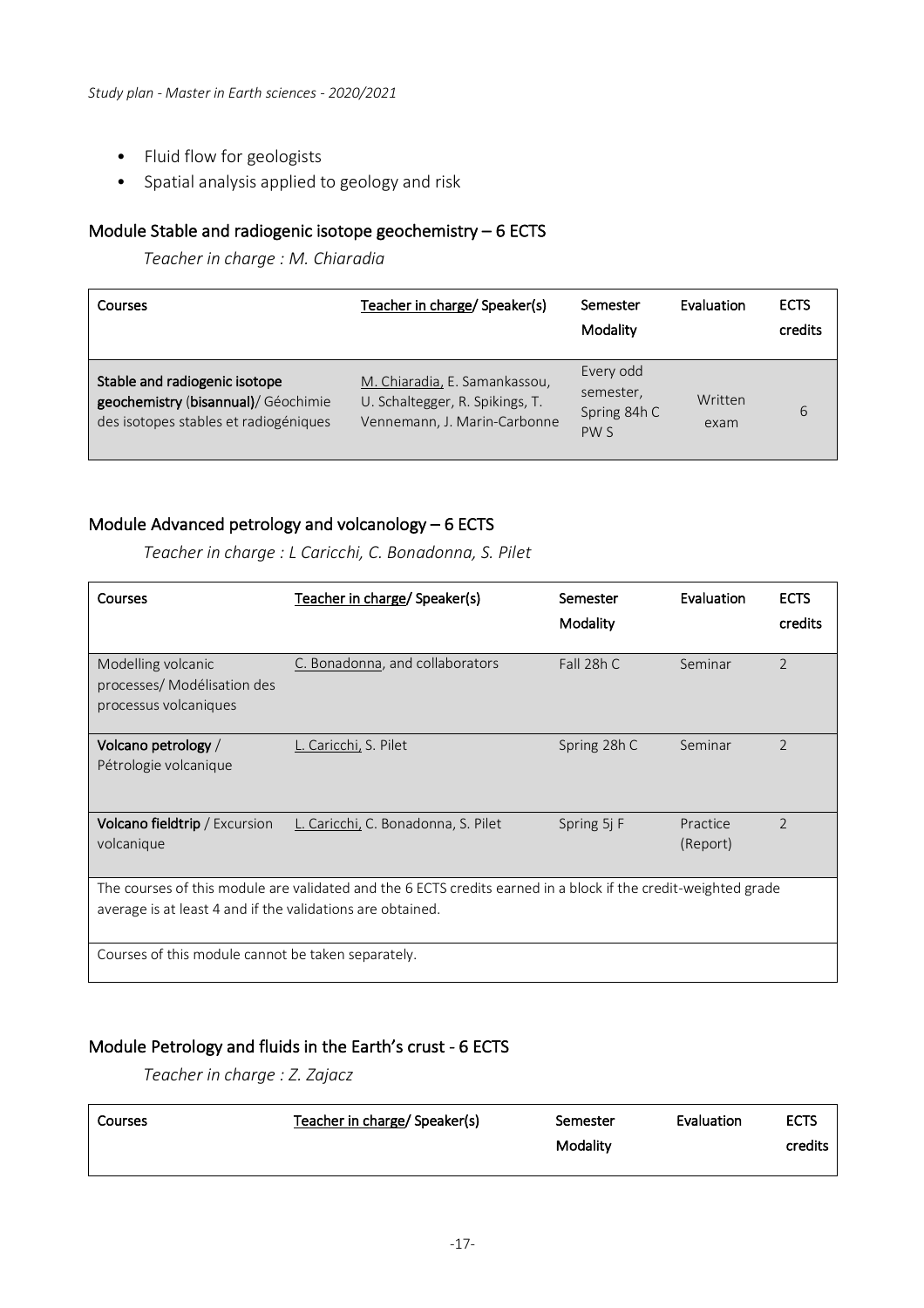- Fluid flow for geologists
- Spatial analysis applied to geology and risk

## Module Stable and radiogenic isotope geochemistry – 6 ECTS

*Teacher in charge : M. Chiaradia*

| Courses | Teacher in charge/ Speaker(s) | Semester Modality | Evaluation | ECTS credits |
|---|---|---|---|---|
| **Stable and radiogenic isotope geochemistry (bisannual)**/ Géochimie des isotopes stables et radiogéniques | M. Chiaradia, E. Samankassou, U. Schaltegger, R. Spikings, T. Vennemann, J. Marin-Carbonne | Every odd semester, Spring 84h C PW S | Written exam | 6 |

## Module Advanced petrology and volcanology – 6 ECTS

*Teacher in charge : L Caricchi, C. Bonadonna, S. Pilet*

| Courses | Teacher in charge/ Speaker(s) | Semester Modality | Evaluation | ECTS credits |
|---|---|---|---|---|
| Modelling volcanic processes/ Modélisation des processus volcaniques | C. Bonadonna, and collaborators | Fall 28h C | Seminar | 2 |
| **Volcano petrology** / Pétrologie volcanique | L. Caricchi, S. Pilet | Spring 28h C | Seminar | 2 |
| **Volcano fieldtrip** / Excursion volcanique | L. Caricchi, C. Bonadonna, S. Pilet | Spring 5j F | Practice (Report) | 2 |
| The courses of this module are validated and the 6 ECTS credits earned in a block if the credit-weighted grade average is at least 4 and if the validations are obtained. | | | | |
| Courses of this module cannot be taken separately. | | | | |

## Module Petrology and fluids in the Earth's crust - 6 ECTS

*Teacher in charge : Z. Zajacz*

| Courses | Teacher in charge/ Speaker(s) | Semester Modality | Evaluation | ECTS credits |
|---|---|---|---|---|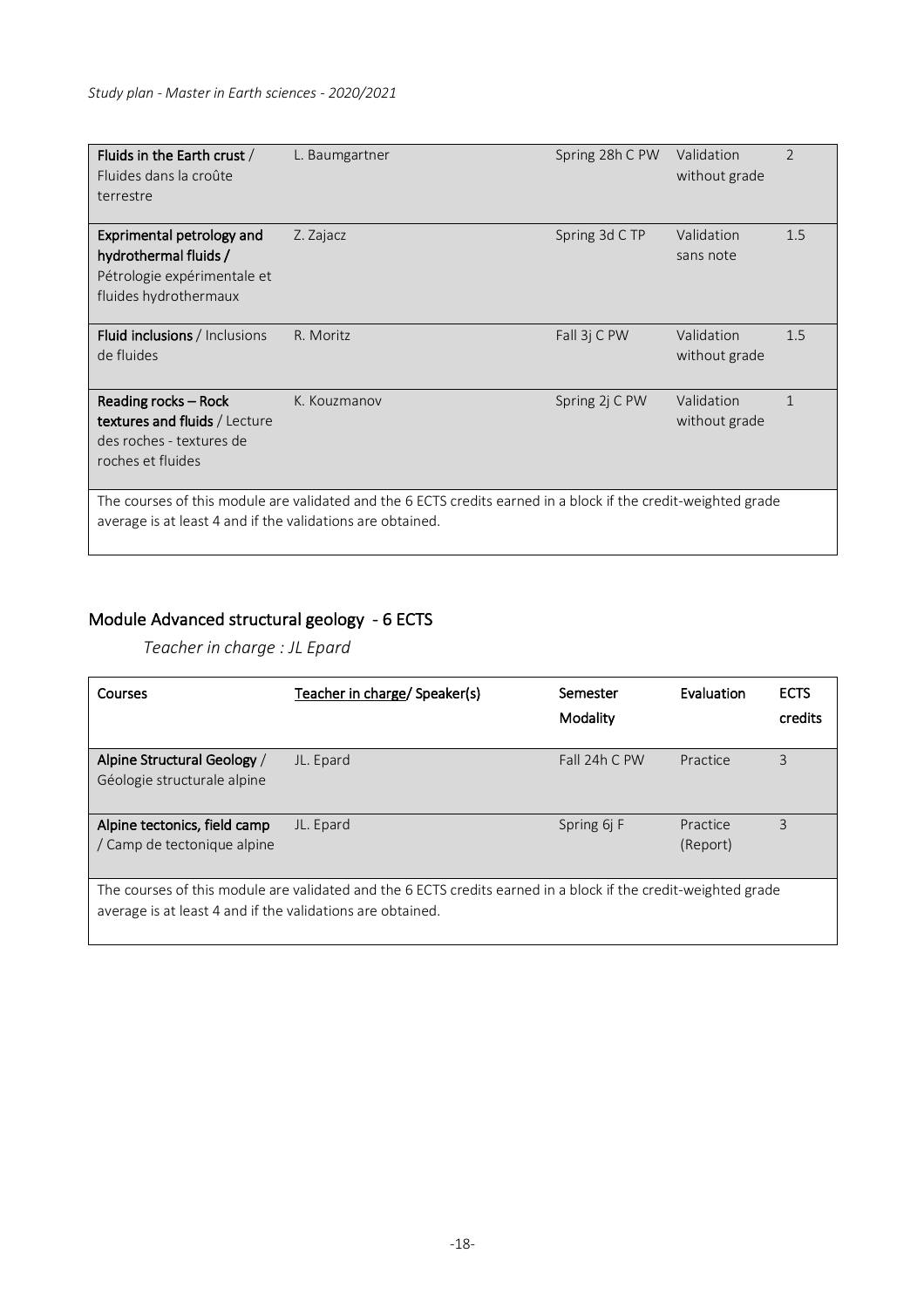| Courses | Teacher in charge/ Speaker(s) | Semester Modality | Evaluation | ECTS credits |
|---|---|---|---|---|
| **Fluids in the Earth crust** / Fluides dans la croûte terrestre | L. Baumgartner | Spring 28h C PW | Validation without grade | 2 |
| **Exprimental petrology and hydrothermal fluids /** Pétrologie expérimentale et fluides hydrothermaux | Z. Zajacz | Spring 3d C TP | Validation sans note | 1.5 |
| **Fluid inclusions** / Inclusions de fluides | R. Moritz | Fall 3j C PW | Validation without grade | 1.5 |
| **Reading rocks – Rock textures and fluids** / Lecture des roches - textures de roches et fluides | K. Kouzmanov | Spring 2j C PW | Validation without grade | 1 |

The courses of this module are validated and the 6 ECTS credits earned in a block if the credit-weighted grade average is at least 4 and if the validations are obtained.

## Module Advanced structural geology - 6 ECTS

*Teacher in charge : JL Epard*

| Courses | Teacher in charge/ Speaker(s) | Semester Modality | Evaluation | ECTS credits |
|---|---|---|---|---|
| **Alpine Structural Geology** / Géologie structurale alpine | JL. Epard | Fall 24h C PW | Practice | 3 |
| **Alpine tectonics, field camp** / Camp de tectonique alpine | JL. Epard | Spring 6j F | Practice (Report) | 3 |

The courses of this module are validated and the 6 ECTS credits earned in a block if the credit-weighted grade average is at least 4 and if the validations are obtained.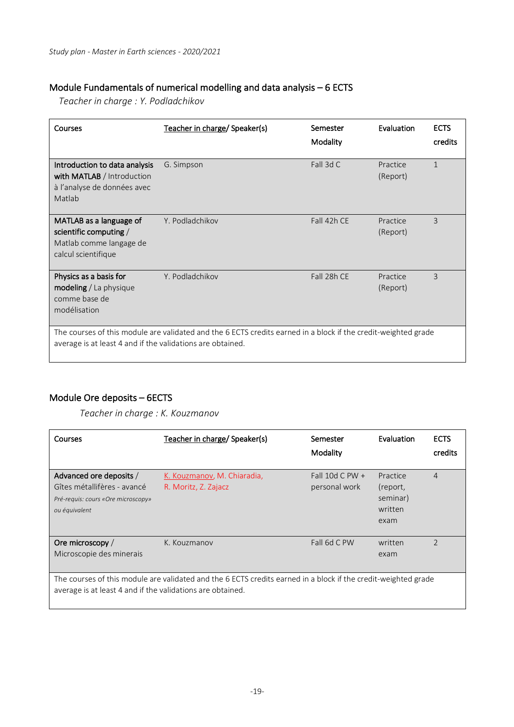## Module Fundamentals of numerical modelling and data analysis – 6 ECTS

*Teacher in charge : Y. Podladchikov*

| Courses | Teacher in charge/ Speaker(s) | Semester Modality | Evaluation | ECTS credits |
|---|---|---|---|---|
| **Introduction to data analysis with MATLAB** / Introduction à l'analyse de données avec Matlab | G. Simpson | Fall 3d C | Practice (Report) | 1 |
| **MATLAB as a language of scientific computing** / Matlab comme langage de calcul scientifique | Y. Podladchikov | Fall 42h CE | Practice (Report) | 3 |
| **Physics as a basis for modeling** / La physique comme base de modélisation | Y. Podladchikov | Fall 28h CE | Practice (Report) | 3 |
| The courses of this module are validated and the 6 ECTS credits earned in a block if the credit-weighted grade average is at least 4 and if the validations are obtained. | | | | |

## Module Ore deposits – 6ECTS

*Teacher in charge : K. Kouzmanov*

| Courses | Teacher in charge/ Speaker(s) | Semester Modality | Evaluation | ECTS credits |
|---|---|---|---|---|
| Advanced ore deposits / Gîtes métallifères - avancé *Pré-requis: cours «Ore microscopy» ou équivalent* | K. Kouzmanov, M. Chiaradia, R. Moritz, Z. Zajacz | Fall 10d C PW + personal work | Practice (report, seminar) written exam | 4 |
| Ore microscopy / Microscopie des minerais | K. Kouzmanov | Fall 6d C PW | written exam | 2 |
| The courses of this module are validated and the 6 ECTS credits earned in a block if the credit-weighted grade average is at least 4 and if the validations are obtained. | | | | |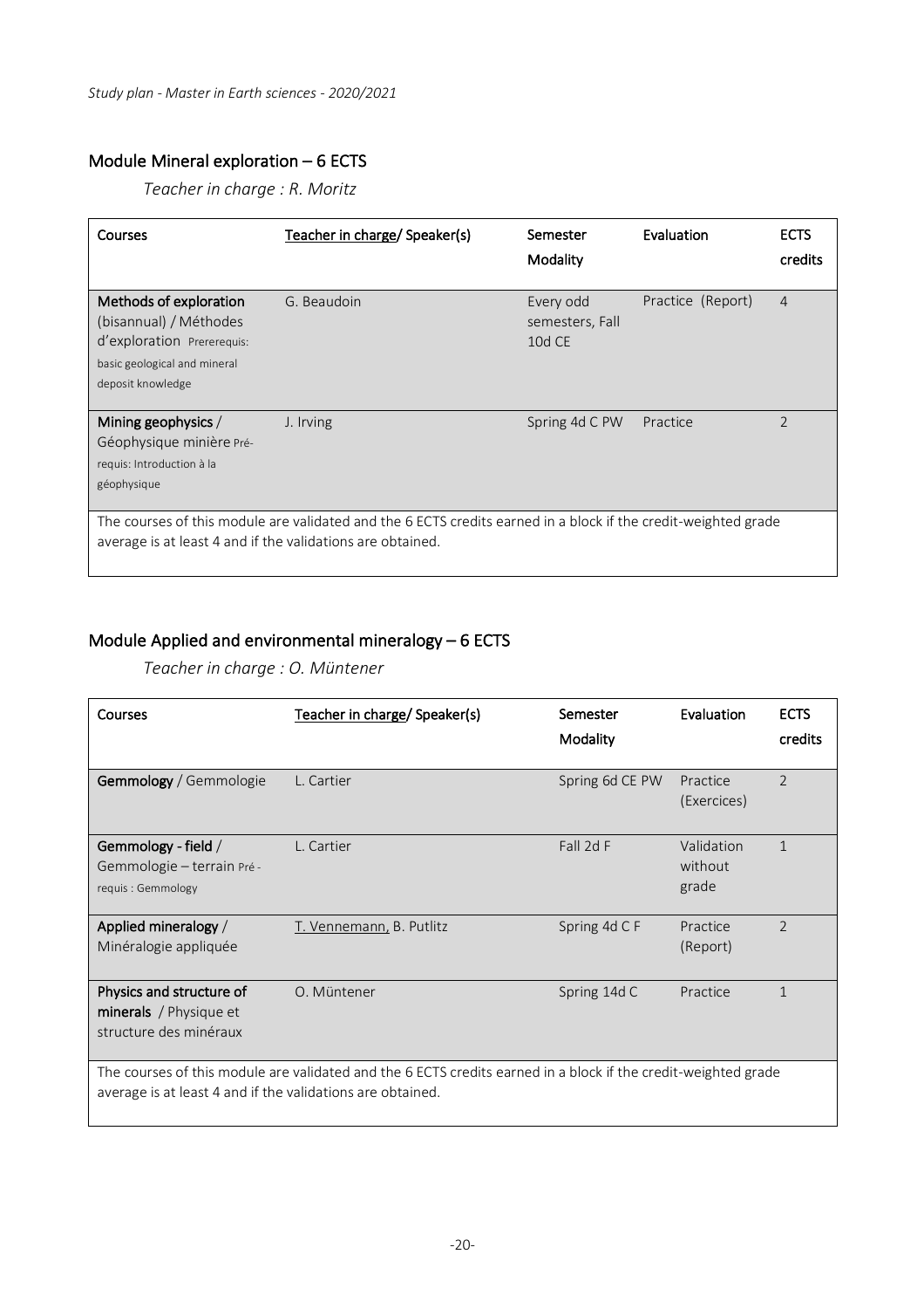## Module Mineral exploration – 6 ECTS

*Teacher in charge : R. Moritz*

| Courses | Teacher in charge/ Speaker(s) | Semester Modality | Evaluation | ECTS credits |
|---|---|---|---|---|
| **Methods of exploration** (bisannual) / Méthodes d'exploration Prererequis: basic geological and mineral deposit knowledge | G. Beaudoin | Every odd semesters, Fall 10d CE | Practice (Report) | 4 |
| **Mining geophysics** / Géophysique minière Pré-requis: Introduction à la géophysique | J. Irving | Spring 4d C PW | Practice | 2 |
| The courses of this module are validated and the 6 ECTS credits earned in a block if the credit-weighted grade average is at least 4 and if the validations are obtained. | | | | |

## Module Applied and environmental mineralogy – 6 ECTS

*Teacher in charge : O. Müntener*

| Courses | Teacher in charge/ Speaker(s) | Semester Modality | Evaluation | ECTS credits |
|---|---|---|---|---|
| **Gemmology** / Gemmologie | L. Cartier | Spring 6d CE PW | Practice (Exercices) | 2 |
| **Gemmology - field** / Gemmologie – terrain Pré-requis : Gemmology | L. Cartier | Fall 2d F | Validation without grade | 1 |
| **Applied mineralogy** / Minéralogie appliquée | T. Vennemann, B. Putlitz | Spring 4d C F | Practice (Report) | 2 |
| **Physics and structure of minerals** / Physique et structure des minéraux | O. Müntener | Spring 14d C | Practice | 1 |
| The courses of this module are validated and the 6 ECTS credits earned in a block if the credit-weighted grade average is at least 4 and if the validations are obtained. | | | | |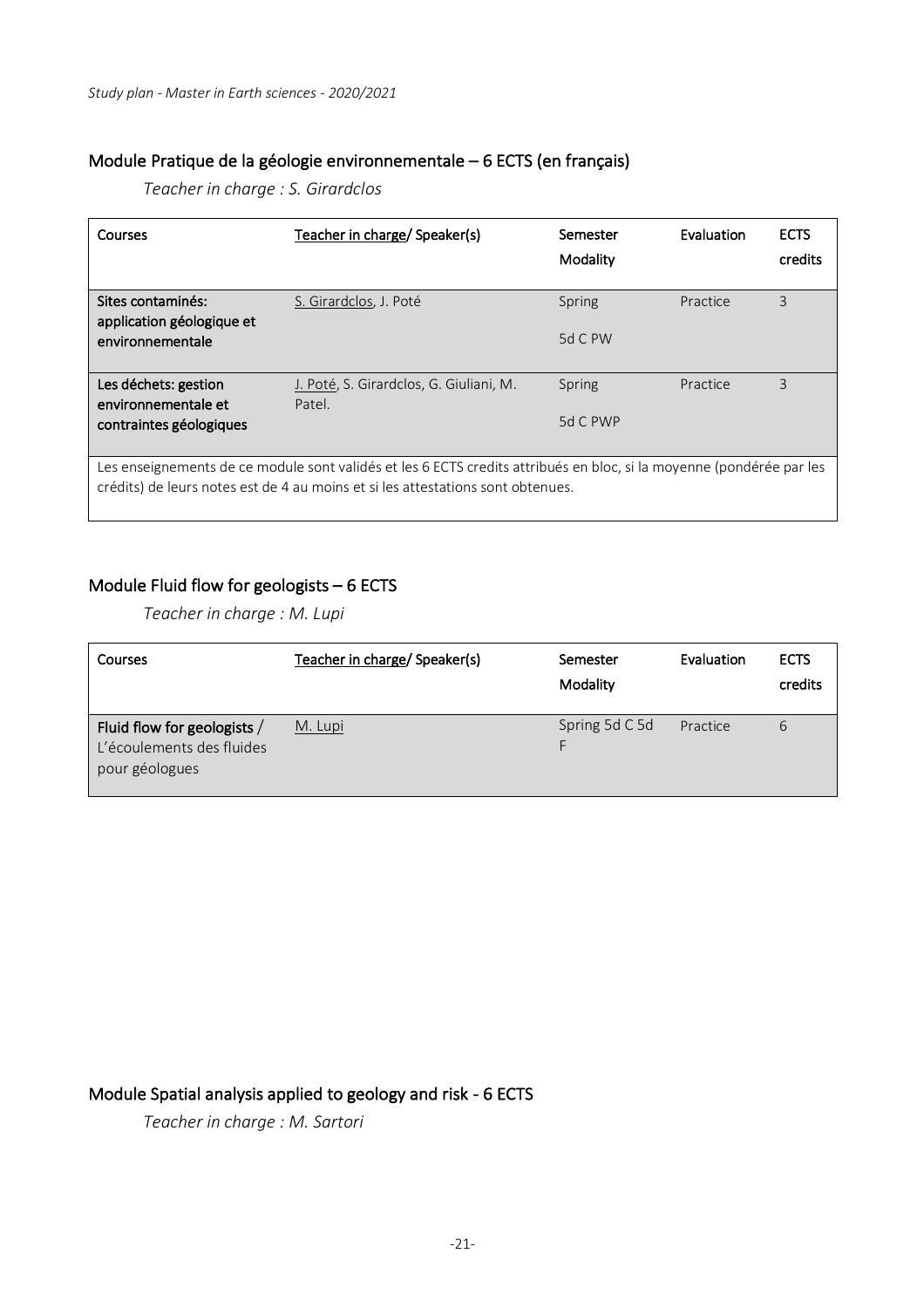## Module Pratique de la géologie environnementale – 6 ECTS (en français)

*Teacher in charge : S. Girardclos*

| Courses | Teacher in charge/ Speaker(s) | Semester Modality | Evaluation | ECTS credits |
|---|---|---|---|---|
| **Sites contaminés: application géologique et environnementale** | S. Girardclos, J. Poté | Spring 5d C PW | Practice | 3 |
| **Les déchets: gestion environnementale et contraintes géologiques** | J. Poté, S. Girardclos, G. Giuliani, M. Patel. | Spring 5d C PWP | Practice | 3 |
| Les enseignements de ce module sont validés et les 6 ECTS credits attribués en bloc, si la moyenne (pondérée par les crédits) de leurs notes est de 4 au moins et si les attestations sont obtenues. | | | | |

## Module Fluid flow for geologists – 6 ECTS

*Teacher in charge : M. Lupi*

| Courses | Teacher in charge/ Speaker(s) | Semester Modality | Evaluation | ECTS credits |
|---|---|---|---|---|
| **Fluid flow for geologists** / L'écoulements des fluides pour géologues | M. Lupi | Spring 5d C 5d F | Practice | 6 |

## Module Spatial analysis applied to geology and risk - 6 ECTS

*Teacher in charge : M. Sartori*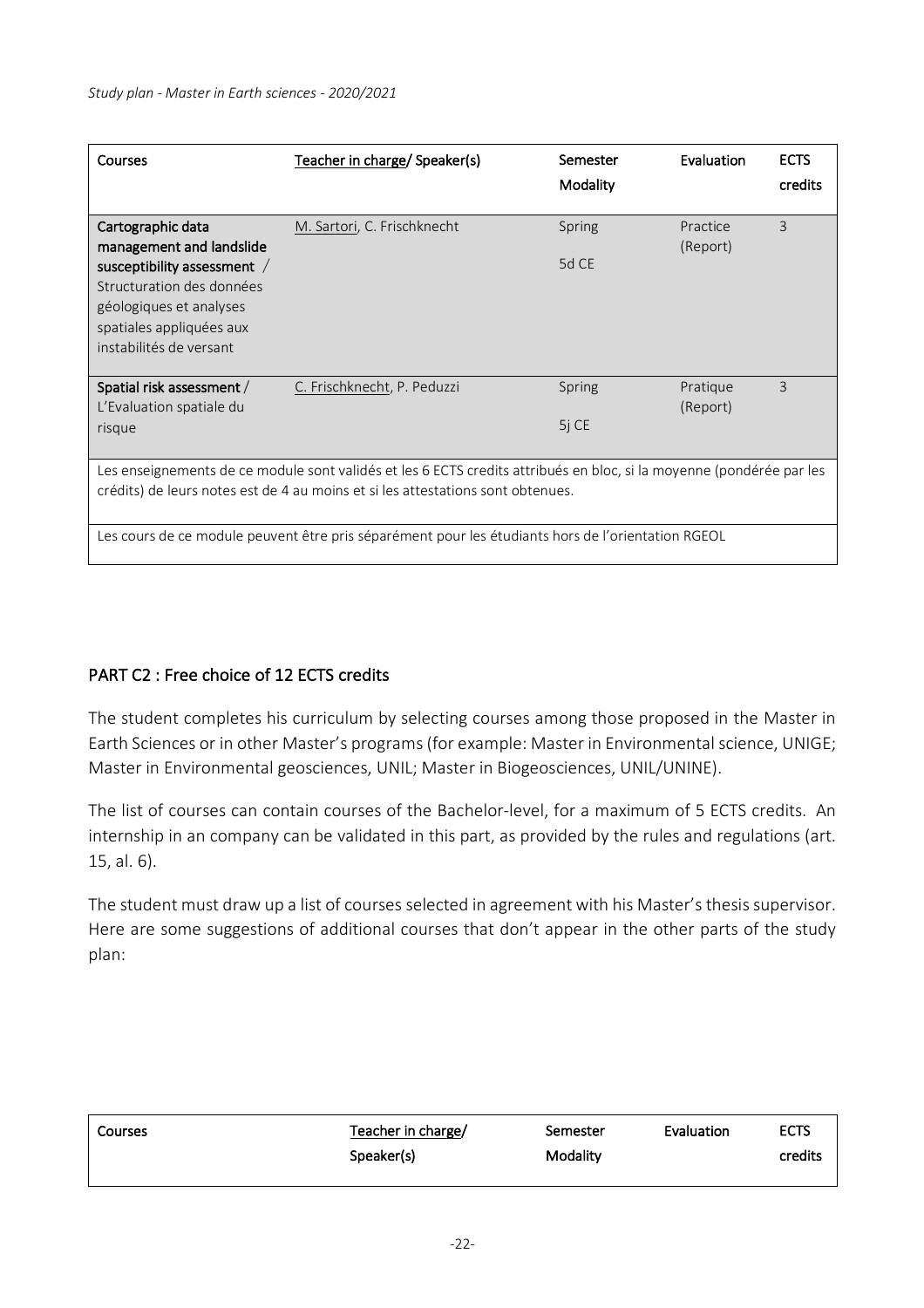| Courses | Teacher in charge/ Speaker(s) | Semester Modality | Evaluation | ECTS credits |
|---|---|---|---|---|
| **Cartographic data management and landslide susceptibility assessment** / Structuration des données géologiques et analyses spatiales appliquées aux instabilités de versant | M. Sartori, C. Frischknecht | Spring 5d CE | Practice (Report) | 3 |
| **Spatial risk assessment** / L'Evaluation spatiale du risque | C. Frischknecht, P. Peduzzi | Spring 5j CE | Pratique (Report) | 3 |
| Les enseignements de ce module sont validés et les 6 ECTS credits attribués en bloc, si la moyenne (pondérée par les crédits) de leurs notes est de 4 au moins et si les attestations sont obtenues. | | | | |
| Les cours de ce module peuvent être pris séparément pour les étudiants hors de l'orientation RGEOL | | | | |

## PART C2 : Free choice of 12 ECTS credits

The student completes his curriculum by selecting courses among those proposed in the Master in Earth Sciences or in other Master's programs (for example: Master in Environmental science, UNIGE; Master in Environmental geosciences, UNIL; Master in Biogeosciences, UNIL/UNINE).

The list of courses can contain courses of the Bachelor-level, for a maximum of 5 ECTS credits. An internship in an company can be validated in this part, as provided by the rules and regulations (art. 15, al. 6).

The student must draw up a list of courses selected in agreement with his Master's thesis supervisor. Here are some suggestions of additional courses that don't appear in the other parts of the study plan:

| Courses | Teacher in charge/ Speaker(s) | Semester Modality | Evaluation | ECTS credits |
|---|---|---|---|---|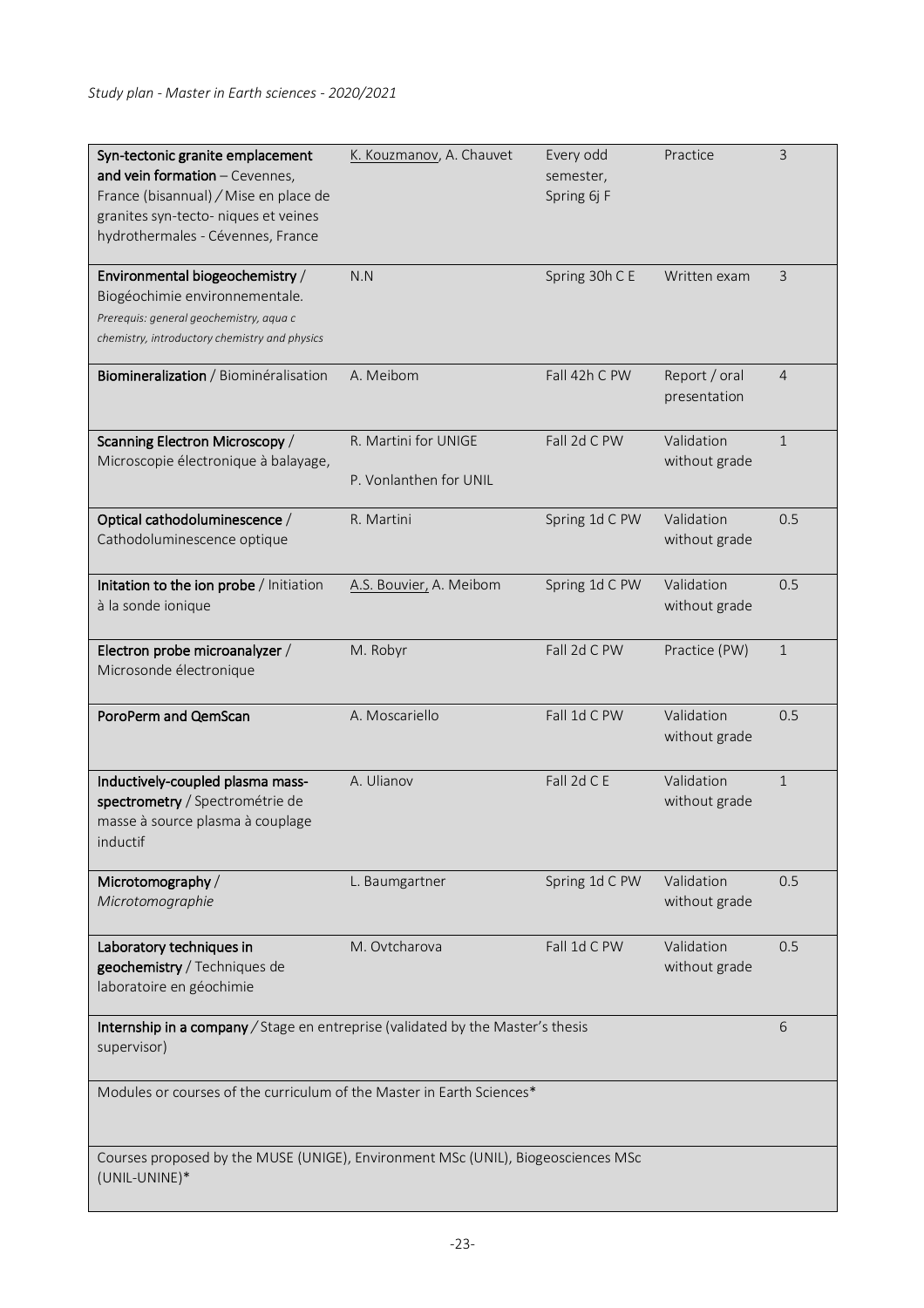| Course | Teacher(s) | Semester | Evaluation | Credits |
| --- | --- | --- | --- | --- |
| **Syn-tectonic granite emplacement and vein formation** – Cevennes, France (bisannual) / Mise en place de granites syn-tecto- niques et veines hydrothermales - Cévennes, France | K. Kouzmanov, A. Chauvet | Every odd semester, Spring 6j F | Practice | 3 |
| **Environmental biogeochemistry** / Biogéochimie environnementale. *Prerequis: general geochemistry, aqua c chemistry, introductory chemistry and physics* | N.N | Spring 30h C E | Written exam | 3 |
| **Biomineralization** / Biominéralisation | A. Meibom | Fall 42h C PW | Report / oral presentation | 4 |
| **Scanning Electron Microscopy** / Microscopie électronique à balayage, | R. Martini for UNIGE<br>P. Vonlanthen for UNIL | Fall 2d C PW | Validation without grade | 1 |
| **Optical cathodoluminescence** / Cathodoluminescence optique | R. Martini | Spring 1d C PW | Validation without grade | 0.5 |
| **Initation to the ion probe** / Initiation à la sonde ionique | A.S. Bouvier, A. Meibom | Spring 1d C PW | Validation without grade | 0.5 |
| **Electron probe microanalyzer** / Microsonde électronique | M. Robyr | Fall 2d C PW | Practice (PW) | 1 |
| **PoroPerm and QemScan** | A. Moscariello | Fall 1d C PW | Validation without grade | 0.5 |
| **Inductively-coupled plasma mass-spectrometry** / Spectrométrie de masse à source plasma à couplage inductif | A. Ulianov | Fall 2d C E | Validation without grade | 1 |
| **Microtomography** / *Microtomographie* | L. Baumgartner | Spring 1d C PW | Validation without grade | 0.5 |
| **Laboratory techniques in geochemistry** / Techniques de laboratoire en géochimie | M. Ovtcharova | Fall 1d C PW | Validation without grade | 0.5 |
| **Internship in a company** / Stage en entreprise (validated by the Master's thesis supervisor) | | | | 6 |
| Modules or courses of the curriculum of the Master in Earth Sciences* | | | | |
| Courses proposed by the MUSE (UNIGE), Environment MSc (UNIL), Biogeosciences MSc (UNIL-UNINE)* | | | | |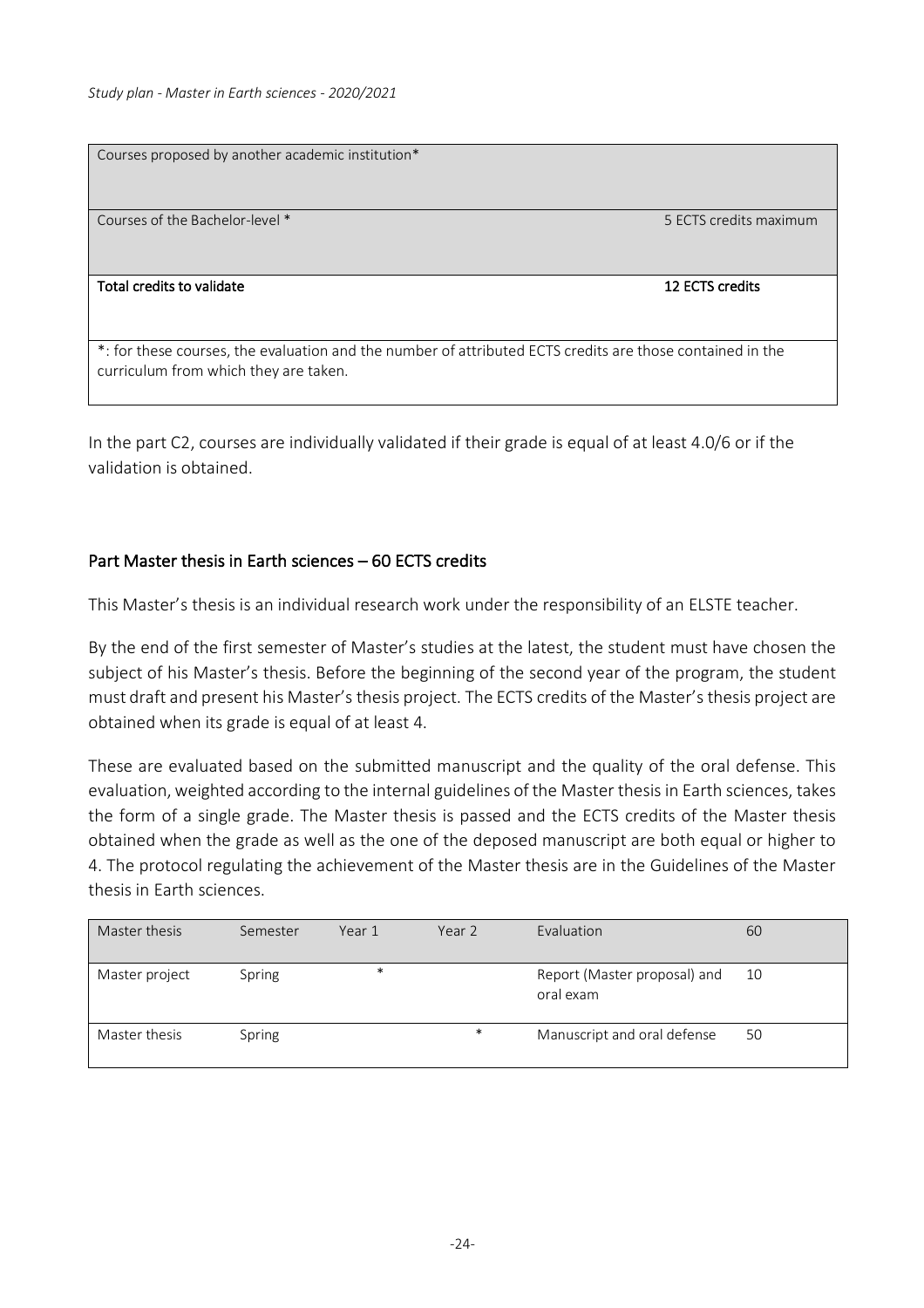| Courses proposed by another academic institution* | |
| --- | --- |
| Courses of the Bachelor-level * | 5 ECTS credits maximum |
| **Total credits to validate** | **12 ECTS credits** |
| *: for these courses, the evaluation and the number of attributed ECTS credits are those contained in the curriculum from which they are taken. | |

In the part C2, courses are individually validated if their grade is equal of at least 4.0/6 or if the validation is obtained.

## Part Master thesis in Earth sciences – 60 ECTS credits

This Master's thesis is an individual research work under the responsibility of an ELSTE teacher.

By the end of the first semester of Master's studies at the latest, the student must have chosen the subject of his Master's thesis. Before the beginning of the second year of the program, the student must draft and present his Master's thesis project. The ECTS credits of the Master's thesis project are obtained when its grade is equal of at least 4.

These are evaluated based on the submitted manuscript and the quality of the oral defense. This evaluation, weighted according to the internal guidelines of the Master thesis in Earth sciences, takes the form of a single grade. The Master thesis is passed and the ECTS credits of the Master thesis obtained when the grade as well as the one of the deposed manuscript are both equal or higher to 4. The protocol regulating the achievement of the Master thesis are in the Guidelines of the Master thesis in Earth sciences.

| Master thesis | Semester | Year 1 | Year 2 | Evaluation | 60 |
| --- | --- | --- | --- | --- | --- |
| Master project | Spring | * | | Report (Master proposal) and oral exam | 10 |
| Master thesis | Spring | | * | Manuscript and oral defense | 50 |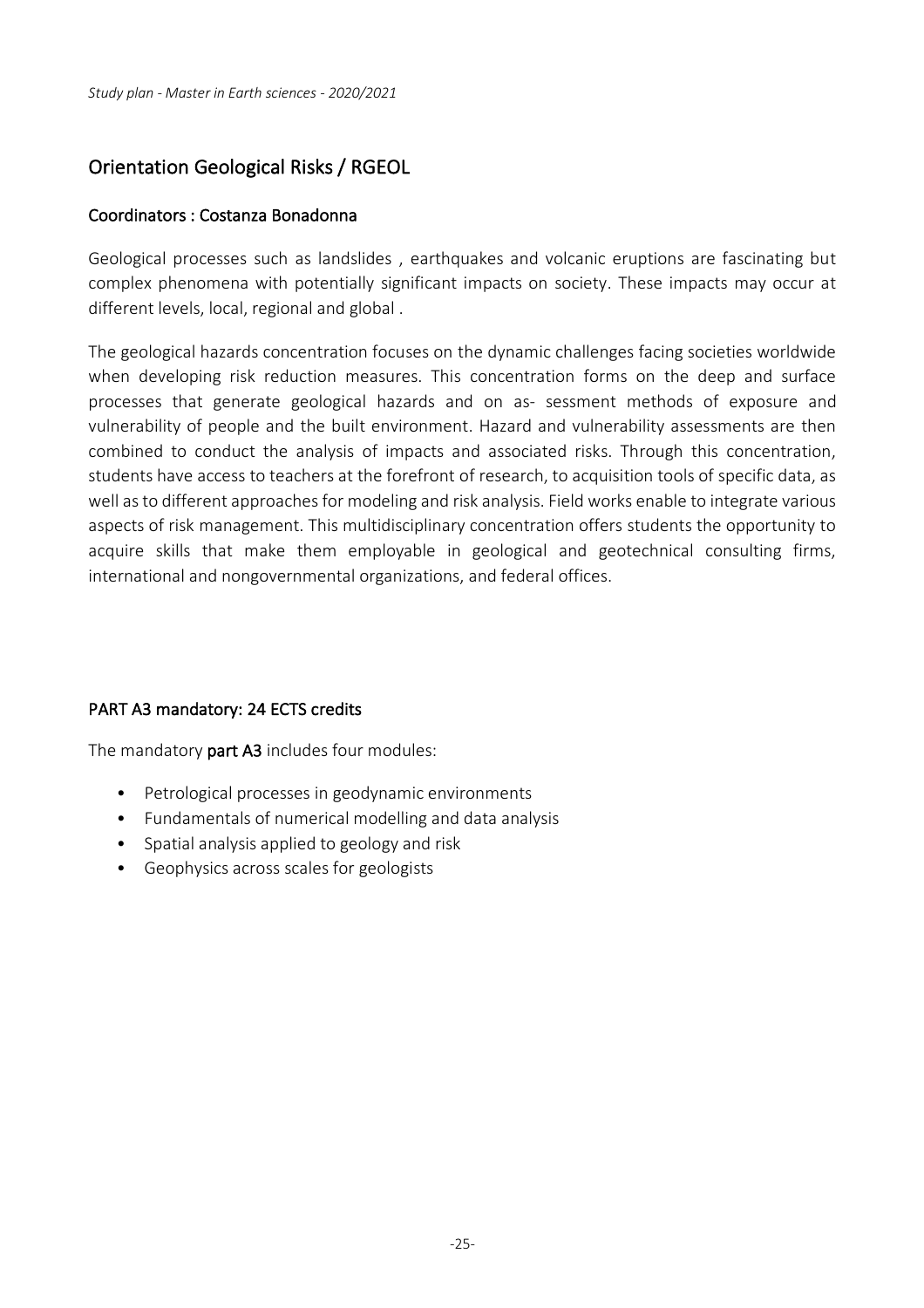## Orientation Geological Risks / RGEOL

### Coordinators : Costanza Bonadonna

Geological processes such as landslides , earthquakes and volcanic eruptions are fascinating but complex phenomena with potentially significant impacts on society. These impacts may occur at different levels, local, regional and global .

The geological hazards concentration focuses on the dynamic challenges facing societies worldwide when developing risk reduction measures. This concentration forms on the deep and surface processes that generate geological hazards and on as- sessment methods of exposure and vulnerability of people and the built environment. Hazard and vulnerability assessments are then combined to conduct the analysis of impacts and associated risks. Through this concentration, students have access to teachers at the forefront of research, to acquisition tools of specific data, as well as to different approaches for modeling and risk analysis. Field works enable to integrate various aspects of risk management. This multidisciplinary concentration offers students the opportunity to acquire skills that make them employable in geological and geotechnical consulting firms, international and nongovernmental organizations, and federal offices.

### PART A3 mandatory: 24 ECTS credits

The mandatory **part A3** includes four modules:

- Petrological processes in geodynamic environments
- Fundamentals of numerical modelling and data analysis
- Spatial analysis applied to geology and risk
- Geophysics across scales for geologists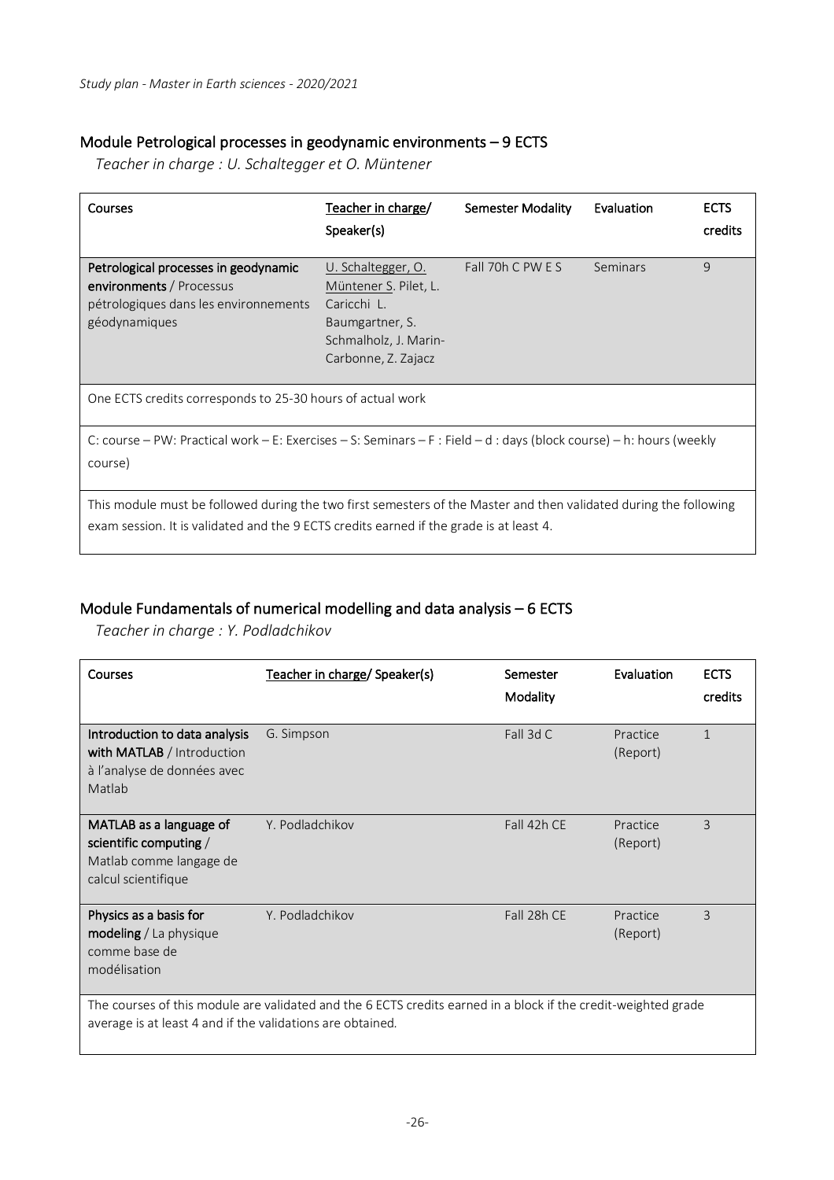## Module Petrological processes in geodynamic environments – 9 ECTS

*Teacher in charge : U. Schaltegger et O. Müntener*

| Courses | Teacher in charge/ Speaker(s) | Semester Modality | Evaluation | ECTS credits |
|---|---|---|---|---|
| **Petrological processes in geodynamic environments** / Processus pétrologiques dans les environnements géodynamiques | U. Schaltegger, O. Müntener S. Pilet, L. Caricchi L. Baumgartner, S. Schmalholz, J. Marin-Carbonne, Z. Zajacz | Fall 70h C PW E S | Seminars | 9 |
| One ECTS credits corresponds to 25-30 hours of actual work | | | | |
| C: course – PW: Practical work – E: Exercises – S: Seminars – F : Field – d : days (block course) – h: hours (weekly course) | | | | |
| This module must be followed during the two first semesters of the Master and then validated during the following exam session. It is validated and the 9 ECTS credits earned if the grade is at least 4. | | | | |

## Module Fundamentals of numerical modelling and data analysis – 6 ECTS

*Teacher in charge : Y. Podladchikov*

| Courses | Teacher in charge/ Speaker(s) | Semester Modality | Evaluation | ECTS credits |
|---|---|---|---|---|
| **Introduction to data analysis with MATLAB** / Introduction à l'analyse de données avec Matlab | G. Simpson | Fall 3d C | Practice (Report) | 1 |
| **MATLAB as a language of scientific computing** / Matlab comme langage de calcul scientifique | Y. Podladchikov | Fall 42h CE | Practice (Report) | 3 |
| **Physics as a basis for modeling** / La physique comme base de modélisation | Y. Podladchikov | Fall 28h CE | Practice (Report) | 3 |
| The courses of this module are validated and the 6 ECTS credits earned in a block if the credit-weighted grade average is at least 4 and if the validations are obtained. | | | | |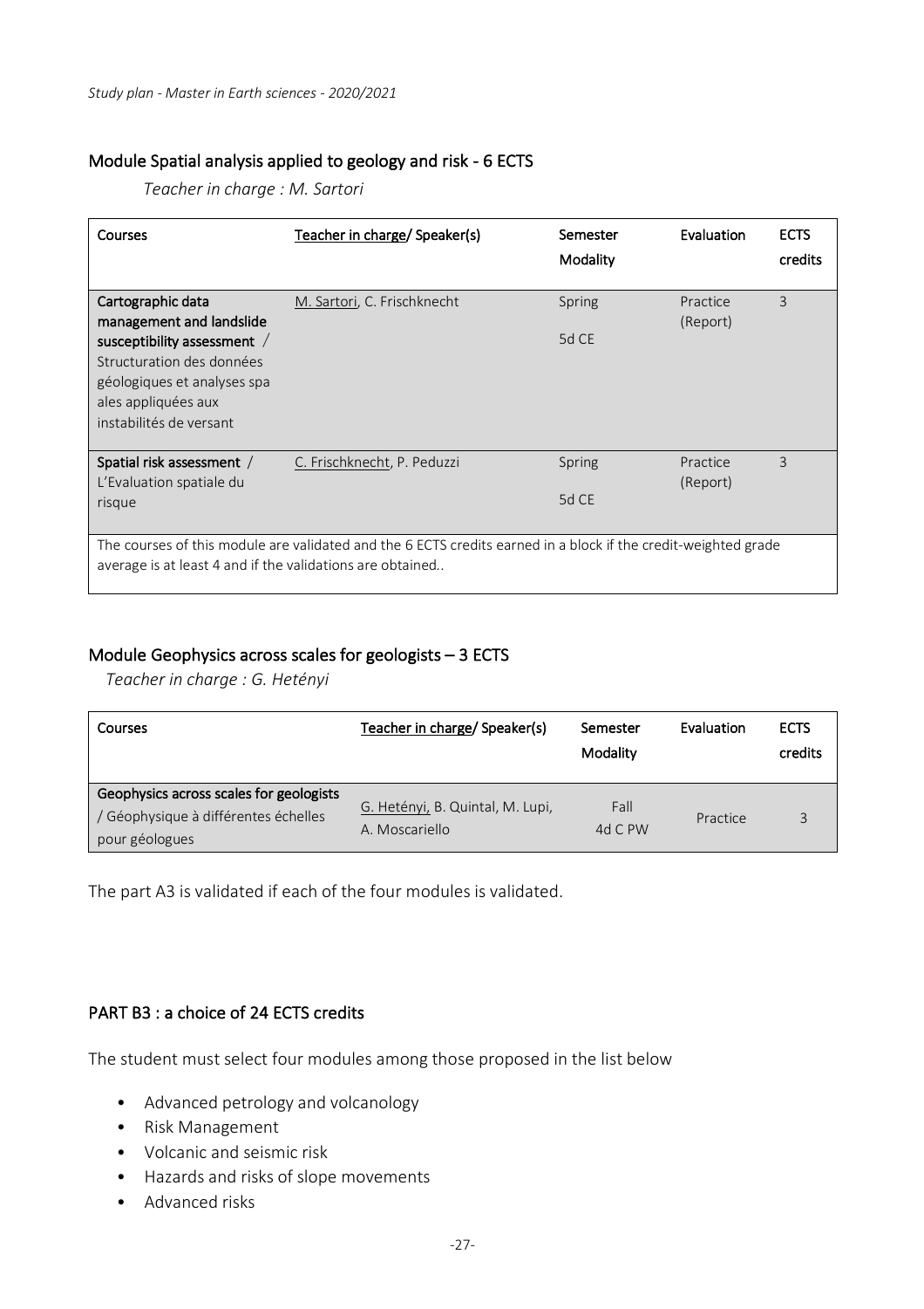## Module Spatial analysis applied to geology and risk - 6 ECTS

*Teacher in charge : M. Sartori*

| Courses | Teacher in charge/ Speaker(s) | Semester Modality | Evaluation | ECTS credits |
|---|---|---|---|---|
| **Cartographic data management and landslide susceptibility assessment** / Structuration des données géologiques et analyses spa ales appliquées aux instabilités de versant | M. Sartori, C. Frischknecht | Spring 5d CE | Practice (Report) | 3 |
| **Spatial risk assessment** / L'Evaluation spatiale du risque | C. Frischknecht, P. Peduzzi | Spring 5d CE | Practice (Report) | 3 |
| The courses of this module are validated and the 6 ECTS credits earned in a block if the credit-weighted grade average is at least 4 and if the validations are obtained.. | | | | |

## Module Geophysics across scales for geologists – 3 ECTS

*Teacher in charge : G. Hetényi*

| Courses | Teacher in charge/ Speaker(s) | Semester Modality | Evaluation | ECTS credits |
|---|---|---|---|---|
| **Geophysics across scales for geologists** / Géophysique à différentes échelles pour géologues | G. Hetényi, B. Quintal, M. Lupi, A. Moscariello | Fall 4d C PW | Practice | 3 |

The part A3 is validated if each of the four modules is validated.

## PART B3 : a choice of 24 ECTS credits

The student must select four modules among those proposed in the list below

- Advanced petrology and volcanology
- Risk Management
- Volcanic and seismic risk
- Hazards and risks of slope movements
- Advanced risks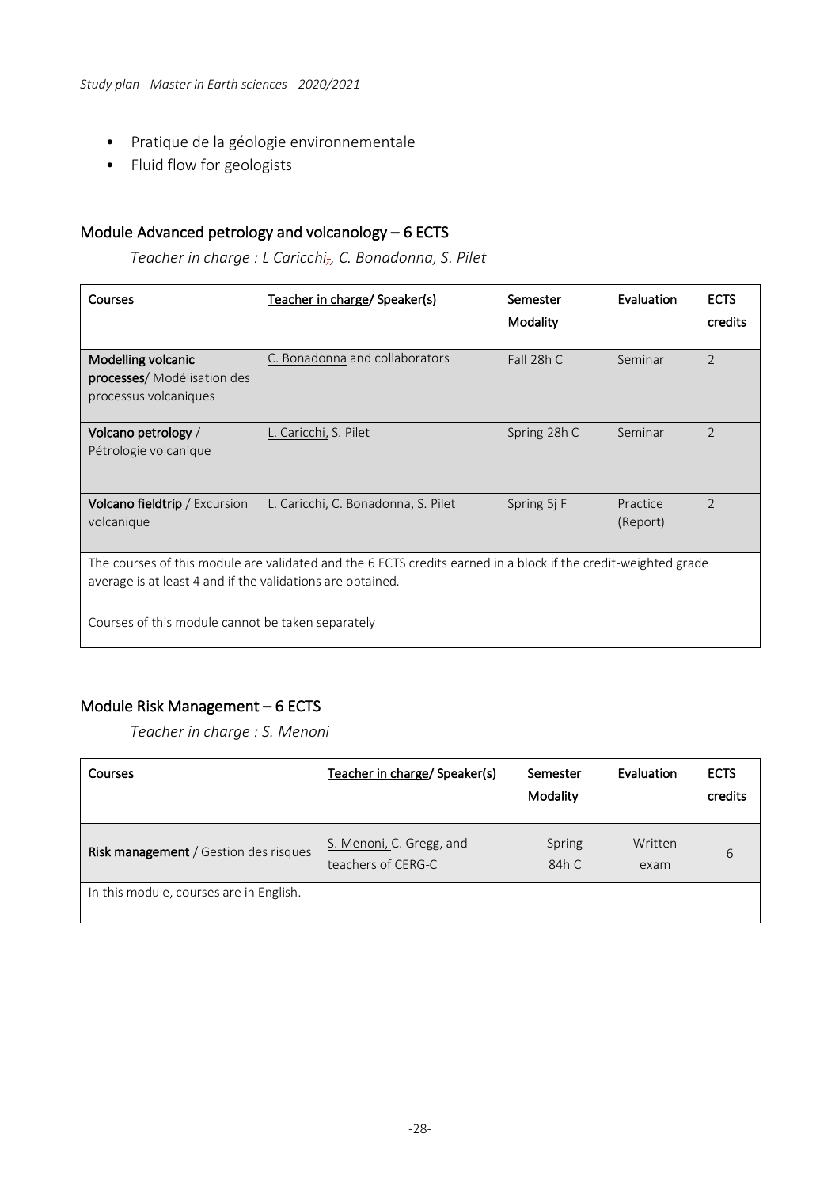- Pratique de la géologie environnementale
- Fluid flow for geologists

## Module Advanced petrology and volcanology – 6 ECTS

*Teacher in charge : L Caricchi, C. Bonadonna, S. Pilet*

| Courses | Teacher in charge/ Speaker(s) | Semester Modality | Evaluation | ECTS credits |
|---|---|---|---|---|
| **Modelling volcanic processes**/ Modélisation des processus volcaniques | C. Bonadonna and collaborators | Fall 28h C | Seminar | 2 |
| **Volcano petrology** / Pétrologie volcanique | L. Caricchi, S. Pilet | Spring 28h C | Seminar | 2 |
| **Volcano fieldtrip** / Excursion volcanique | L. Caricchi, C. Bonadonna, S. Pilet | Spring 5j F | Practice (Report) | 2 |
| The courses of this module are validated and the 6 ECTS credits earned in a block if the credit-weighted grade average is at least 4 and if the validations are obtained. | | | | |
| Courses of this module cannot be taken separately | | | | |

## Module Risk Management – 6 ECTS

*Teacher in charge : S. Menoni*

| Courses | Teacher in charge/ Speaker(s) | Semester Modality | Evaluation | ECTS credits |
|---|---|---|---|---|
| **Risk management** / Gestion des risques | S. Menoni, C. Gregg, and teachers of CERG-C | Spring 84h C | Written exam | 6 |
| In this module, courses are in English. | | | | |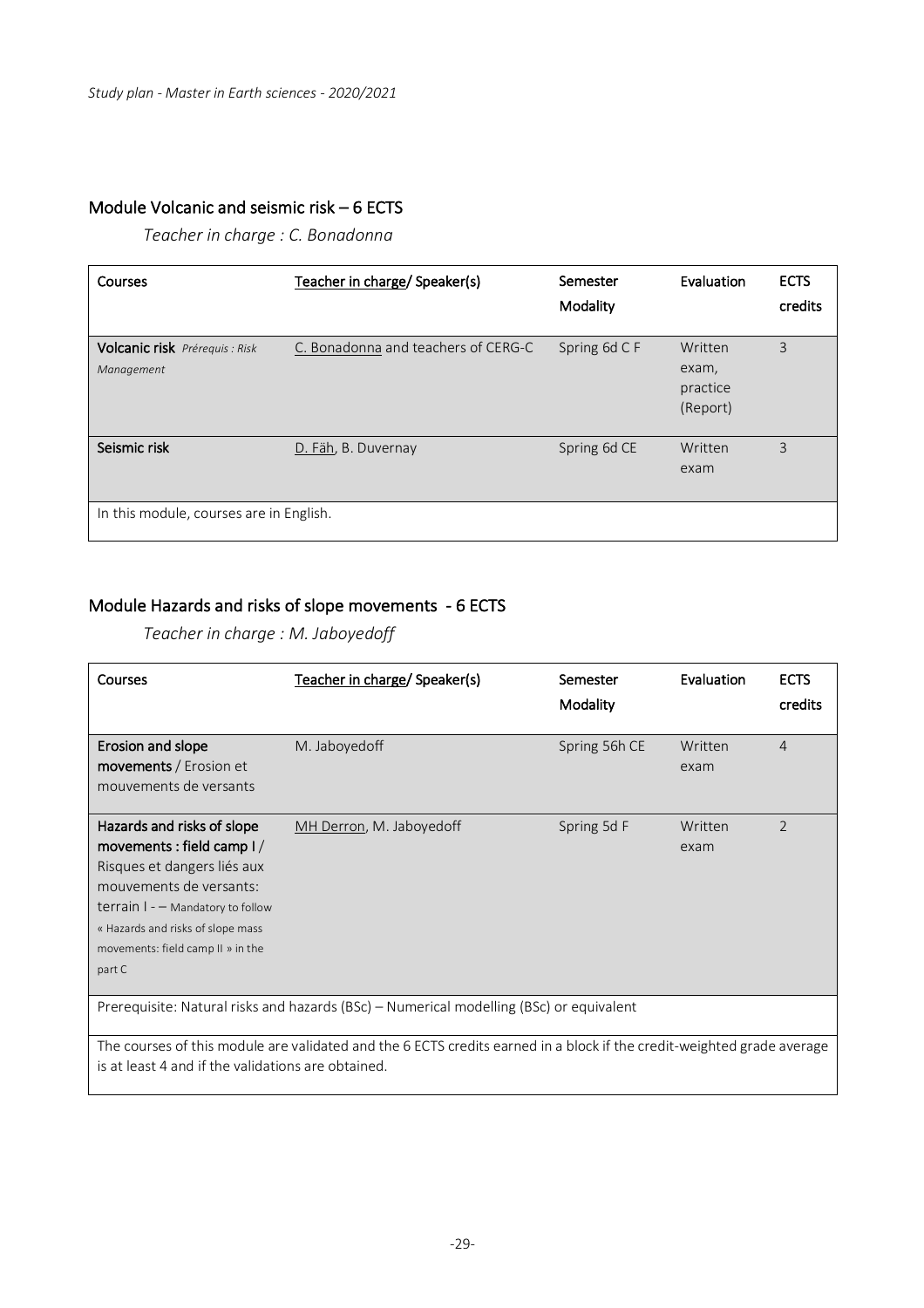## Module Volcanic and seismic risk – 6 ECTS

*Teacher in charge : C. Bonadonna*

| Courses | Teacher in charge/ Speaker(s) | Semester Modality | Evaluation | ECTS credits |
|---|---|---|---|---|
| **Volcanic risk** *Prérequis : Risk Management* | C. Bonadonna and teachers of CERG-C | Spring 6d C F | Written exam, practice (Report) | 3 |
| **Seismic risk** | D. Fäh, B. Duvernay | Spring 6d CE | Written exam | 3 |
| In this module, courses are in English. | | | | |

## Module Hazards and risks of slope movements - 6 ECTS

*Teacher in charge : M. Jaboyedoff*

| Courses | Teacher in charge/ Speaker(s) | Semester Modality | Evaluation | ECTS credits |
|---|---|---|---|---|
| **Erosion and slope movements** / Erosion et mouvements de versants | M. Jaboyedoff | Spring 56h CE | Written exam | 4 |
| **Hazards and risks of slope movements : field camp I** / Risques et dangers liés aux mouvements de versants: terrain I - – Mandatory to follow « Hazards and risks of slope mass movements: field camp II » in the part C | MH Derron, M. Jaboyedoff | Spring 5d F | Written exam | 2 |
| Prerequisite: Natural risks and hazards (BSc) – Numerical modelling (BSc) or equivalent | | | | |
| The courses of this module are validated and the 6 ECTS credits earned in a block if the credit-weighted grade average is at least 4 and if the validations are obtained. | | | | |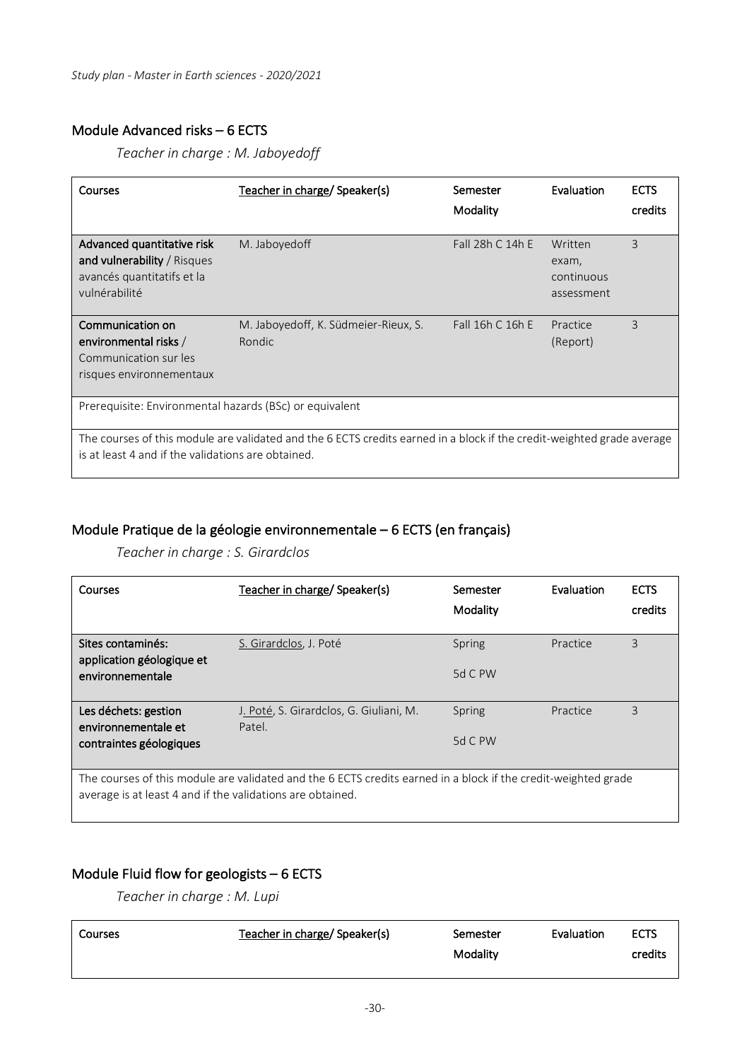## Module Advanced risks – 6 ECTS

*Teacher in charge : M. Jaboyedoff*

| Courses | Teacher in charge/ Speaker(s) | Semester Modality | Evaluation | ECTS credits |
|---|---|---|---|---|
| **Advanced quantitative risk and vulnerability** / Risques avancés quantitatifs et la vulnérabilité | M. Jaboyedoff | Fall 28h C 14h E | Written exam, continuous assessment | 3 |
| **Communication on environmental risks** / Communication sur les risques environnementaux | M. Jaboyedoff, K. Südmeier-Rieux, S. Rondic | Fall 16h C 16h E | Practice (Report) | 3 |
| Prerequisite: Environmental hazards (BSc) or equivalent | | | | |
| The courses of this module are validated and the 6 ECTS credits earned in a block if the credit-weighted grade average is at least 4 and if the validations are obtained. | | | | |

## Module Pratique de la géologie environnementale – 6 ECTS (en français)

*Teacher in charge : S. Girardclos*

| Courses | Teacher in charge/ Speaker(s) | Semester Modality | Evaluation | ECTS credits |
|---|---|---|---|---|
| **Sites contaminés: application géologique et environnementale** | S. Girardclos, J. Poté | Spring 5d C PW | Practice | 3 |
| **Les déchets: gestion environnementale et contraintes géologiques** | J. Poté, S. Girardclos, G. Giuliani, M. Patel. | Spring 5d C PW | Practice | 3 |
| The courses of this module are validated and the 6 ECTS credits earned in a block if the credit-weighted grade average is at least 4 and if the validations are obtained. | | | | |

## Module Fluid flow for geologists – 6 ECTS

*Teacher in charge : M. Lupi*

| Courses | Teacher in charge/ Speaker(s) | Semester Modality | Evaluation | ECTS credits |
|---|---|---|---|---|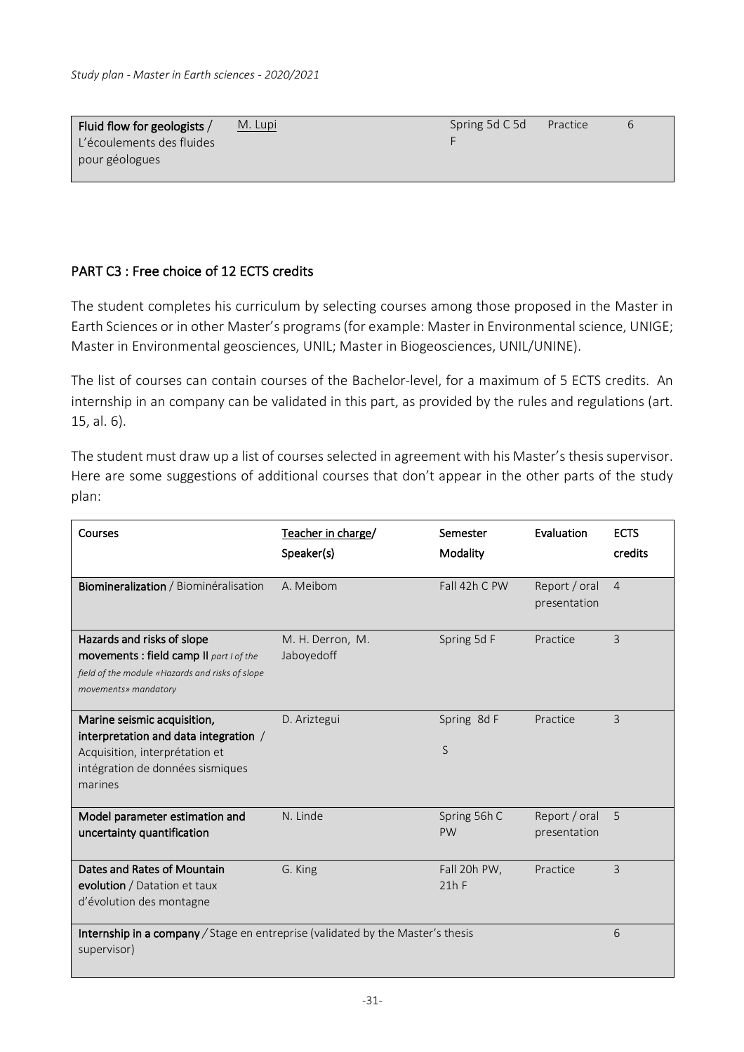| Fluid flow for geologists / L'écoulements des fluides pour géologues | M. Lupi | Spring 5d C 5d F | Practice | 6 |
|---|---|---|---|---|

## PART C3 : Free choice of 12 ECTS credits

The student completes his curriculum by selecting courses among those proposed in the Master in Earth Sciences or in other Master's programs (for example: Master in Environmental science, UNIGE; Master in Environmental geosciences, UNIL; Master in Biogeosciences, UNIL/UNINE).

The list of courses can contain courses of the Bachelor-level, for a maximum of 5 ECTS credits. An internship in an company can be validated in this part, as provided by the rules and regulations (art. 15, al. 6).

The student must draw up a list of courses selected in agreement with his Master's thesis supervisor. Here are some suggestions of additional courses that don't appear in the other parts of the study plan:

| Courses | Teacher in charge/ Speaker(s) | Semester Modality | Evaluation | ECTS credits |
|---|---|---|---|---|
| **Biomineralization** / Biominéralisation | A. Meibom | Fall 42h C PW | Report / oral presentation | 4 |
| **Hazards and risks of slope movements : field camp II** *part I of the field of the module «Hazards and risks of slope movements» mandatory* | M. H. Derron, M. Jaboyedoff | Spring 5d F | Practice | 3 |
| **Marine seismic acquisition, interpretation and data integration** / Acquisition, interprétation et intégration de données sismiques marines | D. Ariztegui | Spring 8d F S | Practice | 3 |
| **Model parameter estimation and uncertainty quantification** | N. Linde | Spring 56h C PW | Report / oral presentation | 5 |
| **Dates and Rates of Mountain evolution** / Datation et taux d'évolution des montagne | G. King | Fall 20h PW, 21h F | Practice | 3 |
| **Internship in a company** / Stage en entreprise (validated by the Master's thesis supervisor) | | | | 6 |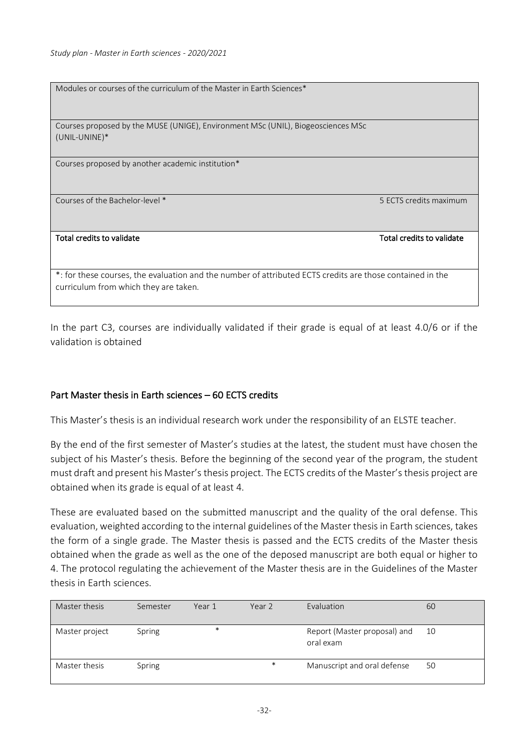| Modules or courses of the curriculum of the Master in Earth Sciences* | |
|---|---|
| Courses proposed by the MUSE (UNIGE), Environment MSc (UNIL), Biogeosciences MSc (UNIL-UNINE)* | |
| Courses proposed by another academic institution* | |
| Courses of the Bachelor-level * | 5 ECTS credits maximum |
| **Total credits to validate** | **Total credits to validate** |
| *: for these courses, the evaluation and the number of attributed ECTS credits are those contained in the curriculum from which they are taken. | |

In the part C3, courses are individually validated if their grade is equal of at least 4.0/6 or if the validation is obtained

## Part Master thesis in Earth sciences – 60 ECTS credits

This Master's thesis is an individual research work under the responsibility of an ELSTE teacher.

By the end of the first semester of Master's studies at the latest, the student must have chosen the subject of his Master's thesis. Before the beginning of the second year of the program, the student must draft and present his Master's thesis project. The ECTS credits of the Master's thesis project are obtained when its grade is equal of at least 4.

These are evaluated based on the submitted manuscript and the quality of the oral defense. This evaluation, weighted according to the internal guidelines of the Master thesis in Earth sciences, takes the form of a single grade. The Master thesis is passed and the ECTS credits of the Master thesis obtained when the grade as well as the one of the deposed manuscript are both equal or higher to 4. The protocol regulating the achievement of the Master thesis are in the Guidelines of the Master thesis in Earth sciences.

| Master thesis | Semester | Year 1 | Year 2 | Evaluation | 60 |
|---|---|---|---|---|---|
| Master project | Spring | * | | Report (Master proposal) and oral exam | 10 |
| Master thesis | Spring | | * | Manuscript and oral defense | 50 |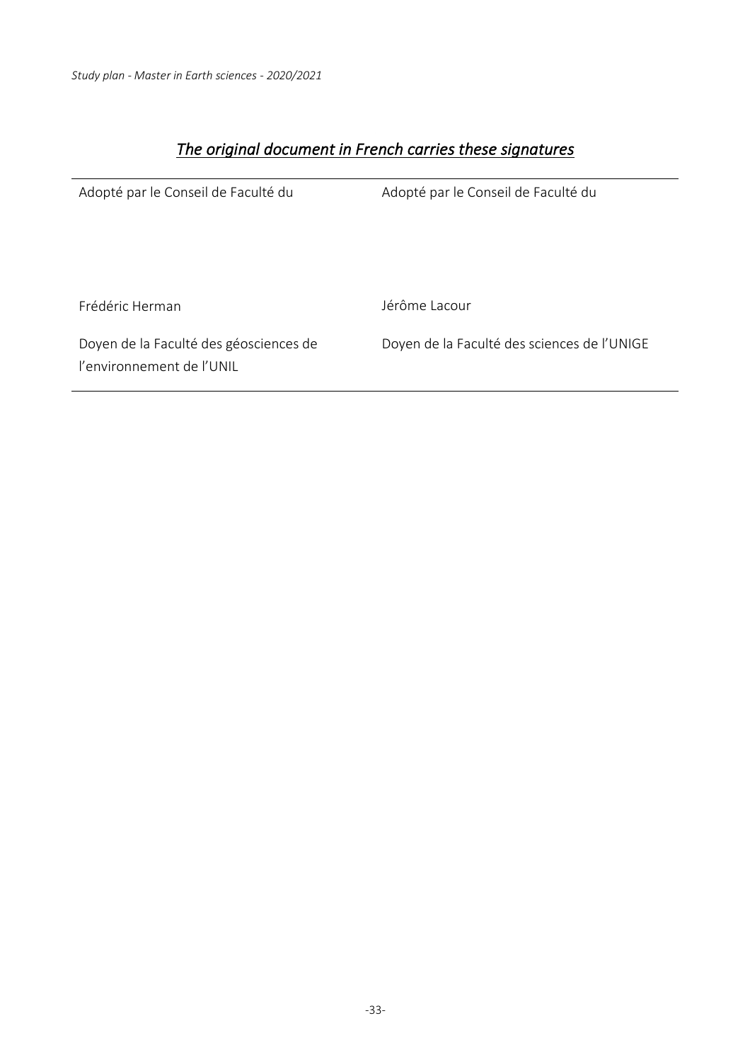## *The original document in French carries these signatures*

| | |
|---|---|
| Adopté par le Conseil de Faculté du | Adopté par le Conseil de Faculté du |
| Frédéric Herman | Jérôme Lacour |
| Doyen de la Faculté des géosciences de l'environnement de l'UNIL | Doyen de la Faculté des sciences de l'UNIGE |